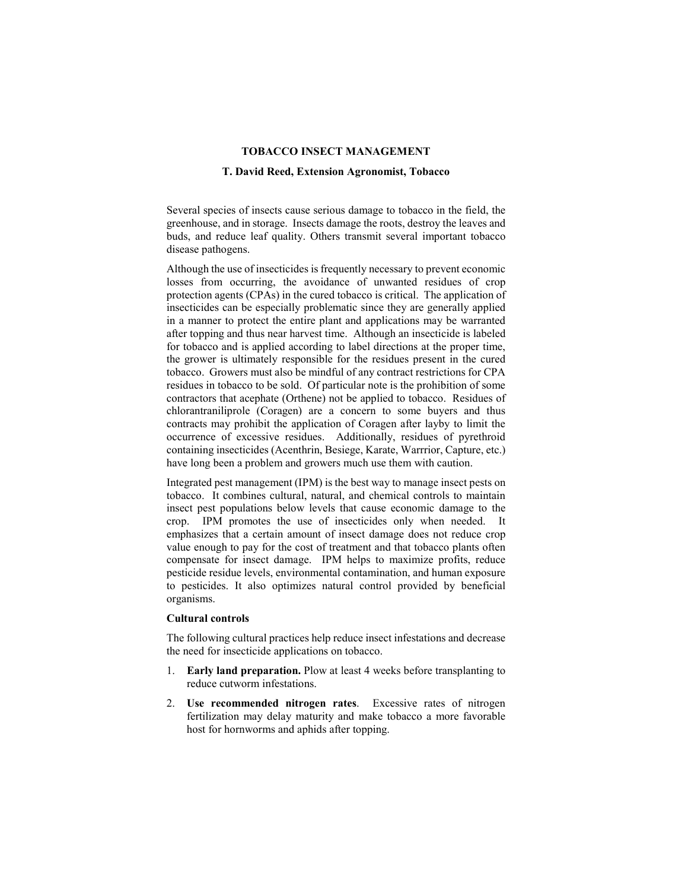# TOBACCO INSECT MANAGEMENT

**T. David Reed, Extension Agronomist, Tobacco**

Several species of insects cause serious damage to tobacco in the field, the greenhouse, and in storage. Insects damage the roots, destroy the leaves and buds, and reduce leaf quality. Others transmit several important tobacco disease pathogens.

Although the use of insecticides is frequently necessary to prevent economic losses from occurring, the avoidance of unwanted residues of crop protection agents (CPAs) in the cured tobacco is critical. The application of insecticides can be especially problematic since they are generally applied in a manner to protect the entire plant and applications may be warranted after topping and thus near harvest time. Although an insecticide is labeled for tobacco and is applied according to label directions at the proper time, the grower is ultimately responsible for the residues present in the cured tobacco. Growers must also be mindful of any contract restrictions for CPA residues in tobacco to be sold. Of particular note is the prohibition of some contractors that acephate (Orthene) not be applied to tobacco. Residues of chlorantraniliprole (Coragen) are a concern to some buyers and thus contracts may prohibit the application of Coragen after layby to limit the occurrence of excessive residues. Additionally, residues of pyrethroid containing insecticides (Acenthrin, Besiege, Karate, Warrrior, Capture, etc.) have long been a problem and growers much use them with caution.

Integrated pest management (IPM) is the best way to manage insect pests on tobacco. It combines cultural, natural, and chemical controls to maintain insect pest populations below levels that cause economic damage to the crop. IPM promotes the use of insecticides only when needed. It emphasizes that a certain amount of insect damage does not reduce crop value enough to pay for the cost of treatment and that tobacco plants often compensate for insect damage. IPM helps to maximize profits, reduce pesticide residue levels, environmental contamination, and human exposure to pesticides. It also optimizes natural control provided by beneficial organisms.

**Cultural controls**

The following cultural practices help reduce insect infestations and decrease the need for insecticide applications on tobacco.

1. **Early land preparation.** Plow at least 4 weeks before transplanting to reduce cutworm infestations.
2. **Use recommended nitrogen rates**. Excessive rates of nitrogen fertilization may delay maturity and make tobacco a more favorable host for hornworms and aphids after topping.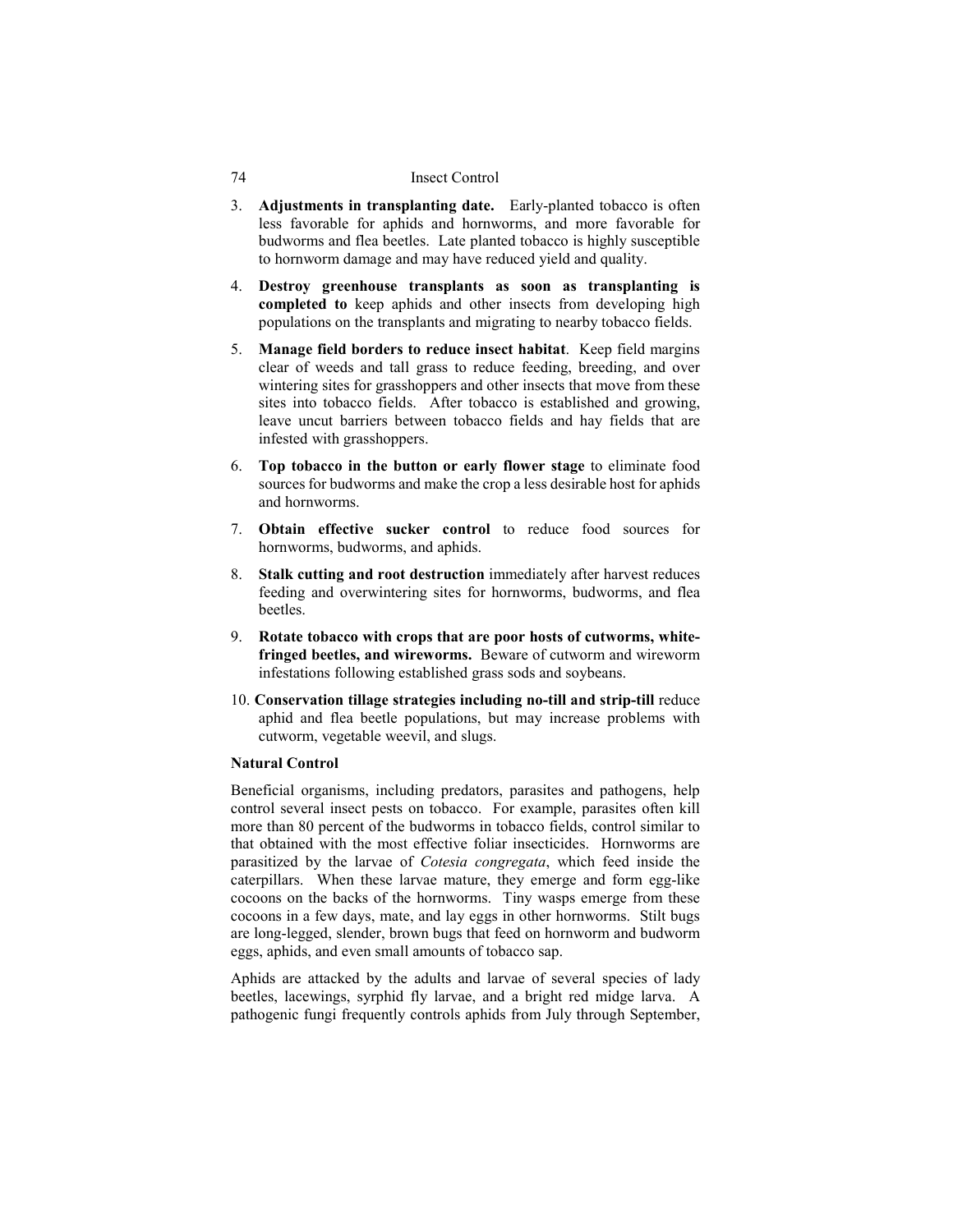3. **Adjustments in transplanting date.** Early-planted tobacco is often less favorable for aphids and hornworms, and more favorable for budworms and flea beetles. Late planted tobacco is highly susceptible to hornworm damage and may have reduced yield and quality.

4. **Destroy greenhouse transplants as soon as transplanting is completed to** keep aphids and other insects from developing high populations on the transplants and migrating to nearby tobacco fields.

5. **Manage field borders to reduce insect habitat**. Keep field margins clear of weeds and tall grass to reduce feeding, breeding, and over wintering sites for grasshoppers and other insects that move from these sites into tobacco fields. After tobacco is established and growing, leave uncut barriers between tobacco fields and hay fields that are infested with grasshoppers.

6. **Top tobacco in the button or early flower stage** to eliminate food sources for budworms and make the crop a less desirable host for aphids and hornworms.

7. **Obtain effective sucker control** to reduce food sources for hornworms, budworms, and aphids.

8. **Stalk cutting and root destruction** immediately after harvest reduces feeding and overwintering sites for hornworms, budworms, and flea beetles.

9. **Rotate tobacco with crops that are poor hosts of cutworms, white-fringed beetles, and wireworms.** Beware of cutworm and wireworm infestations following established grass sods and soybeans.

10. **Conservation tillage strategies including no-till and strip-till** reduce aphid and flea beetle populations, but may increase problems with cutworm, vegetable weevil, and slugs.

**Natural Control**

Beneficial organisms, including predators, parasites and pathogens, help control several insect pests on tobacco. For example, parasites often kill more than 80 percent of the budworms in tobacco fields, control similar to that obtained with the most effective foliar insecticides. Hornworms are parasitized by the larvae of *Cotesia congregata*, which feed inside the caterpillars. When these larvae mature, they emerge and form egg-like cocoons on the backs of the hornworms. Tiny wasps emerge from these cocoons in a few days, mate, and lay eggs in other hornworms. Stilt bugs are long-legged, slender, brown bugs that feed on hornworm and budworm eggs, aphids, and even small amounts of tobacco sap.

Aphids are attacked by the adults and larvae of several species of lady beetles, lacewings, syrphid fly larvae, and a bright red midge larva. A pathogenic fungi frequently controls aphids from July through September,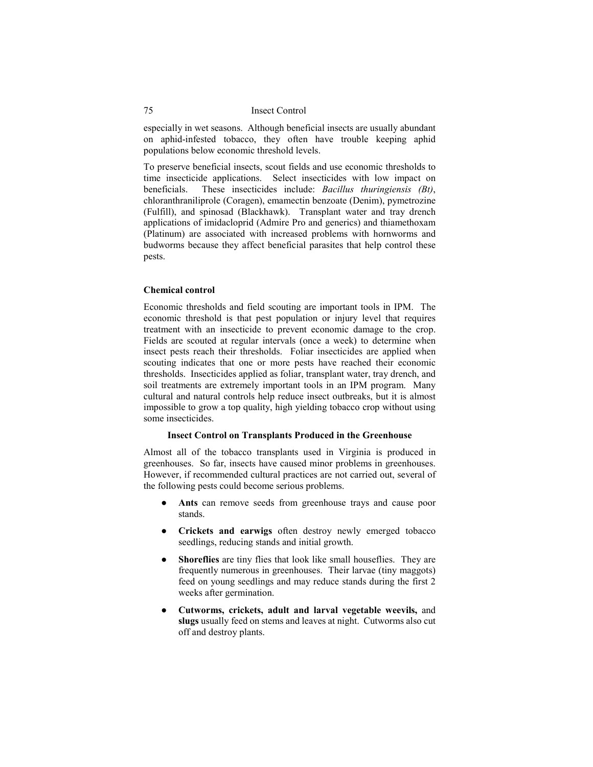especially in wet seasons. Although beneficial insects are usually abundant on aphid-infested tobacco, they often have trouble keeping aphid populations below economic threshold levels.

To preserve beneficial insects, scout fields and use economic thresholds to time insecticide applications. Select insecticides with low impact on beneficials. These insecticides include: *Bacillus thuringiensis (Bt)*, chloranthraniliprole (Coragen), emamectin benzoate (Denim), pymetrozine (Fulfill), and spinosad (Blackhawk). Transplant water and tray drench applications of imidacloprid (Admire Pro and generics) and thiamethoxam (Platinum) are associated with increased problems with hornworms and budworms because they affect beneficial parasites that help control these pests.

**Chemical control**

Economic thresholds and field scouting are important tools in IPM. The economic threshold is that pest population or injury level that requires treatment with an insecticide to prevent economic damage to the crop. Fields are scouted at regular intervals (once a week) to determine when insect pests reach their thresholds. Foliar insecticides are applied when scouting indicates that one or more pests have reached their economic thresholds. Insecticides applied as foliar, transplant water, tray drench, and soil treatments are extremely important tools in an IPM program. Many cultural and natural controls help reduce insect outbreaks, but it is almost impossible to grow a top quality, high yielding tobacco crop without using some insecticides.

## Insect Control on Transplants Produced in the Greenhouse

Almost all of the tobacco transplants used in Virginia is produced in greenhouses. So far, insects have caused minor problems in greenhouses. However, if recommended cultural practices are not carried out, several of the following pests could become serious problems.

- **Ants** can remove seeds from greenhouse trays and cause poor stands.
- **Crickets and earwigs** often destroy newly emerged tobacco seedlings, reducing stands and initial growth.
- **Shoreflies** are tiny flies that look like small houseflies. They are frequently numerous in greenhouses. Their larvae (tiny maggots) feed on young seedlings and may reduce stands during the first 2 weeks after germination.
- **Cutworms, crickets, adult and larval vegetable weevils,** and **slugs** usually feed on stems and leaves at night. Cutworms also cut off and destroy plants.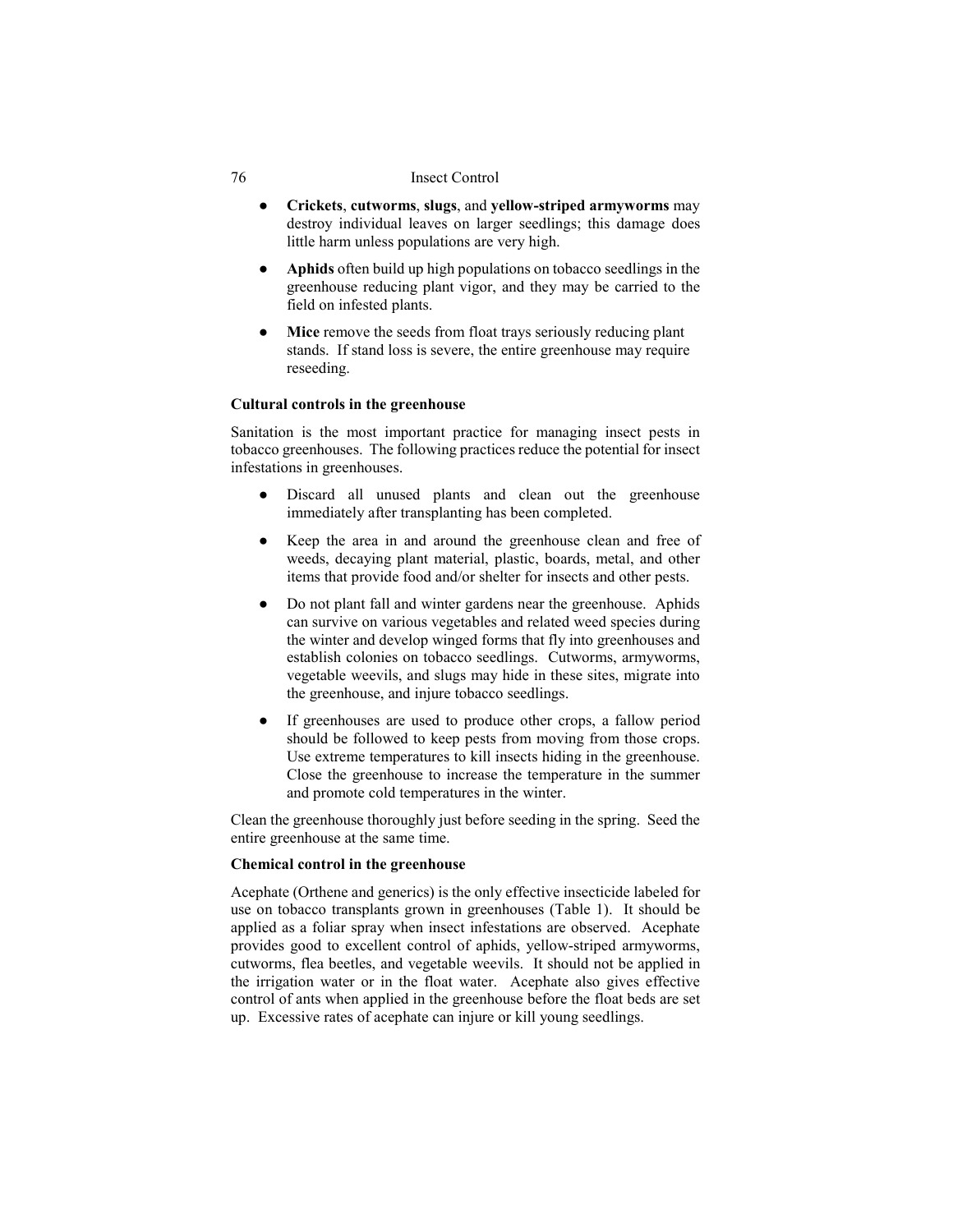- **Crickets**, **cutworms**, **slugs**, and **yellow-striped armyworms** may destroy individual leaves on larger seedlings; this damage does little harm unless populations are very high.
- **Aphids** often build up high populations on tobacco seedlings in the greenhouse reducing plant vigor, and they may be carried to the field on infested plants.
- **Mice** remove the seeds from float trays seriously reducing plant stands. If stand loss is severe, the entire greenhouse may require reseeding.

**Cultural controls in the greenhouse**

Sanitation is the most important practice for managing insect pests in tobacco greenhouses. The following practices reduce the potential for insect infestations in greenhouses.

- Discard all unused plants and clean out the greenhouse immediately after transplanting has been completed.
- Keep the area in and around the greenhouse clean and free of weeds, decaying plant material, plastic, boards, metal, and other items that provide food and/or shelter for insects and other pests.
- Do not plant fall and winter gardens near the greenhouse. Aphids can survive on various vegetables and related weed species during the winter and develop winged forms that fly into greenhouses and establish colonies on tobacco seedlings. Cutworms, armyworms, vegetable weevils, and slugs may hide in these sites, migrate into the greenhouse, and injure tobacco seedlings.
- If greenhouses are used to produce other crops, a fallow period should be followed to keep pests from moving from those crops. Use extreme temperatures to kill insects hiding in the greenhouse. Close the greenhouse to increase the temperature in the summer and promote cold temperatures in the winter.

Clean the greenhouse thoroughly just before seeding in the spring. Seed the entire greenhouse at the same time.

**Chemical control in the greenhouse**

Acephate (Orthene and generics) is the only effective insecticide labeled for use on tobacco transplants grown in greenhouses (Table 1). It should be applied as a foliar spray when insect infestations are observed. Acephate provides good to excellent control of aphids, yellow-striped armyworms, cutworms, flea beetles, and vegetable weevils. It should not be applied in the irrigation water or in the float water. Acephate also gives effective control of ants when applied in the greenhouse before the float beds are set up. Excessive rates of acephate can injure or kill young seedlings.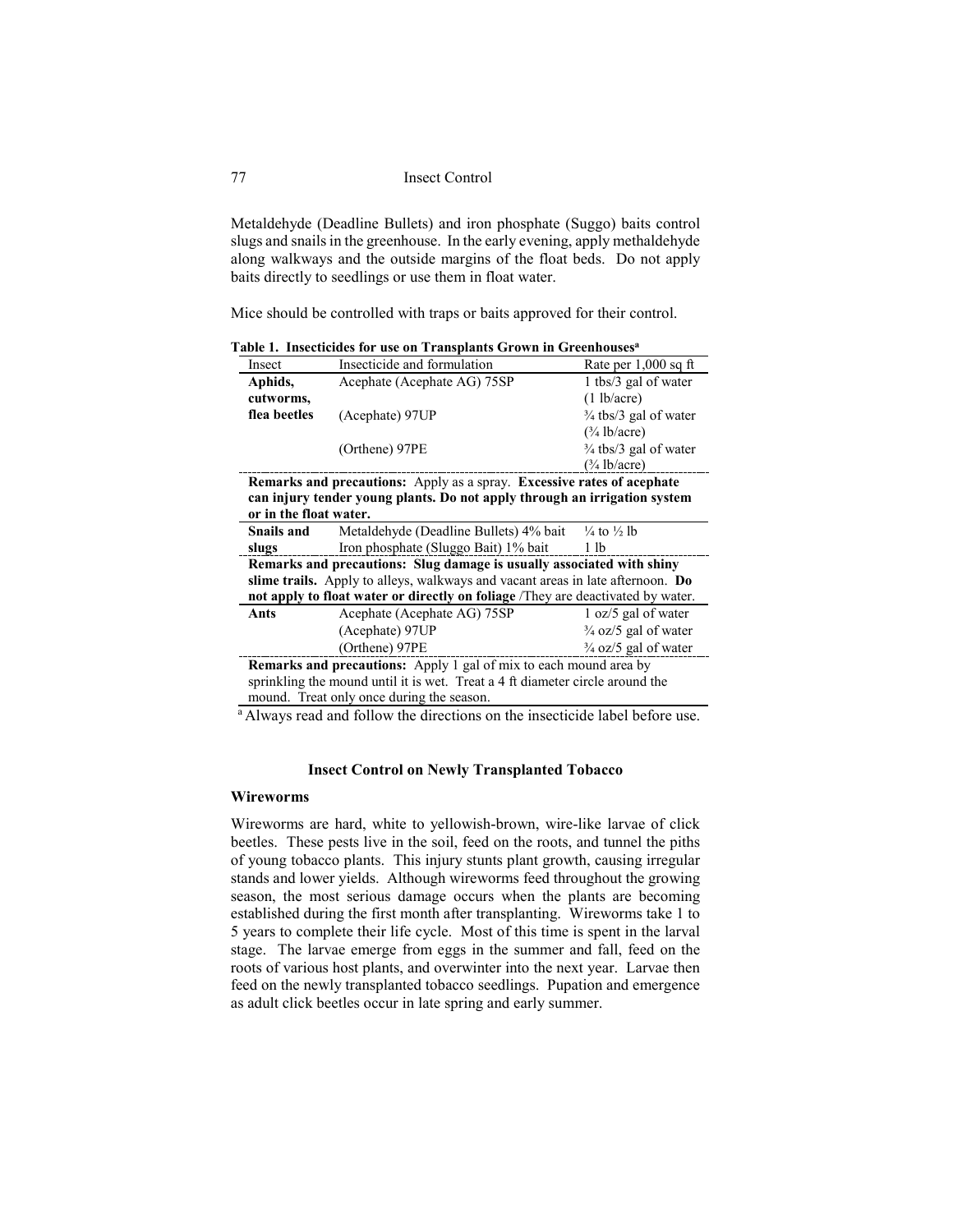Metaldehyde (Deadline Bullets) and iron phosphate (Suggo) baits control slugs and snails in the greenhouse. In the early evening, apply methaldehyde along walkways and the outside margins of the float beds. Do not apply baits directly to seedlings or use them in float water.

Mice should be controlled with traps or baits approved for their control.

**Table 1. Insecticides for use on Transplants Grown in Greenhouses[a]**

| Insect | Insecticide and formulation | Rate per 1,000 sq ft |
|---|---|---|
| **Aphids, cutworms, flea beetles** | Acephate (Acephate AG) 75SP | 1 tbs/3 gal of water (1 lb/acre) |
| | (Acephate) 97UP | ¾ tbs/3 gal of water (¾ lb/acre) |
| | (Orthene) 97PE | ¾ tbs/3 gal of water (¾ lb/acre) |
| **Remarks and precautions:** Apply as a spray. **Excessive rates of acephate can injury tender young plants. Do not apply through an irrigation system or in the float water.** | | |
| **Snails and slugs** | Metaldehyde (Deadline Bullets) 4% bait | ¼ to ½ lb |
| | Iron phosphate (Sluggo Bait) 1% bait | 1 lb |
| **Remarks and precautions: Slug damage is usually associated with shiny slime trails.** Apply to alleys, walkways and vacant areas in late afternoon. **Do not apply to float water or directly on foliage** /They are deactivated by water. | | |
| **Ants** | Acephate (Acephate AG) 75SP | 1 oz/5 gal of water |
| | (Acephate) 97UP | ¾ oz/5 gal of water |
| | (Orthene) 97PE | ¾ oz/5 gal of water |
| **Remarks and precautions:** Apply 1 gal of mix to each mound area by sprinkling the mound until it is wet. Treat a 4 ft diameter circle around the mound. Treat only once during the season. | | |

[a] Always read and follow the directions on the insecticide label before use.

## Insect Control on Newly Transplanted Tobacco

### Wireworms

Wireworms are hard, white to yellowish-brown, wire-like larvae of click beetles. These pests live in the soil, feed on the roots, and tunnel the piths of young tobacco plants. This injury stunts plant growth, causing irregular stands and lower yields. Although wireworms feed throughout the growing season, the most serious damage occurs when the plants are becoming established during the first month after transplanting. Wireworms take 1 to 5 years to complete their life cycle. Most of this time is spent in the larval stage. The larvae emerge from eggs in the summer and fall, feed on the roots of various host plants, and overwinter into the next year. Larvae then feed on the newly transplanted tobacco seedlings. Pupation and emergence as adult click beetles occur in late spring and early summer.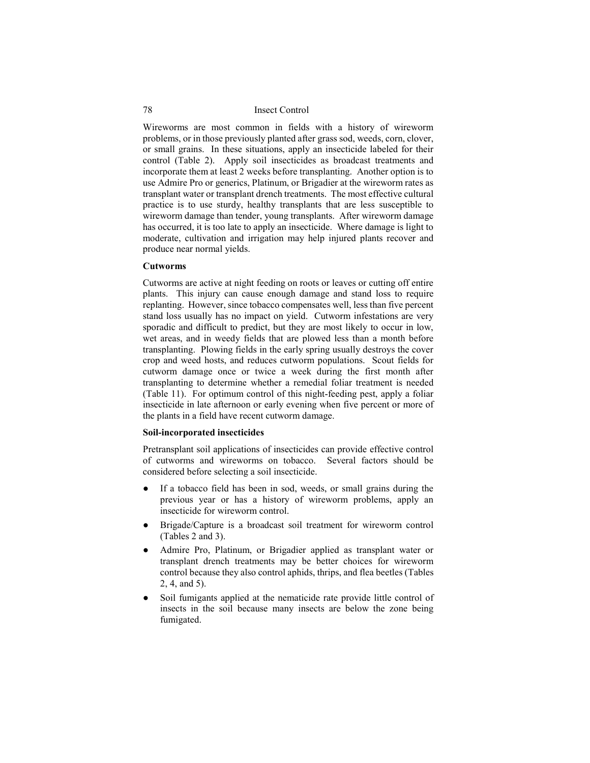Wireworms are most common in fields with a history of wireworm problems, or in those previously planted after grass sod, weeds, corn, clover, or small grains. In these situations, apply an insecticide labeled for their control (Table 2). Apply soil insecticides as broadcast treatments and incorporate them at least 2 weeks before transplanting. Another option is to use Admire Pro or generics, Platinum, or Brigadier at the wireworm rates as transplant water or transplant drench treatments. The most effective cultural practice is to use sturdy, healthy transplants that are less susceptible to wireworm damage than tender, young transplants. After wireworm damage has occurred, it is too late to apply an insecticide. Where damage is light to moderate, cultivation and irrigation may help injured plants recover and produce near normal yields.

**Cutworms**

Cutworms are active at night feeding on roots or leaves or cutting off entire plants. This injury can cause enough damage and stand loss to require replanting. However, since tobacco compensates well, less than five percent stand loss usually has no impact on yield. Cutworm infestations are very sporadic and difficult to predict, but they are most likely to occur in low, wet areas, and in weedy fields that are plowed less than a month before transplanting. Plowing fields in the early spring usually destroys the cover crop and weed hosts, and reduces cutworm populations. Scout fields for cutworm damage once or twice a week during the first month after transplanting to determine whether a remedial foliar treatment is needed (Table 11). For optimum control of this night-feeding pest, apply a foliar insecticide in late afternoon or early evening when five percent or more of the plants in a field have recent cutworm damage.

**Soil-incorporated insecticides**

Pretransplant soil applications of insecticides can provide effective control of cutworms and wireworms on tobacco. Several factors should be considered before selecting a soil insecticide.

- If a tobacco field has been in sod, weeds, or small grains during the previous year or has a history of wireworm problems, apply an insecticide for wireworm control.
- Brigade/Capture is a broadcast soil treatment for wireworm control (Tables 2 and 3).
- Admire Pro, Platinum, or Brigadier applied as transplant water or transplant drench treatments may be better choices for wireworm control because they also control aphids, thrips, and flea beetles (Tables 2, 4, and 5).
- Soil fumigants applied at the nematicide rate provide little control of insects in the soil because many insects are below the zone being fumigated.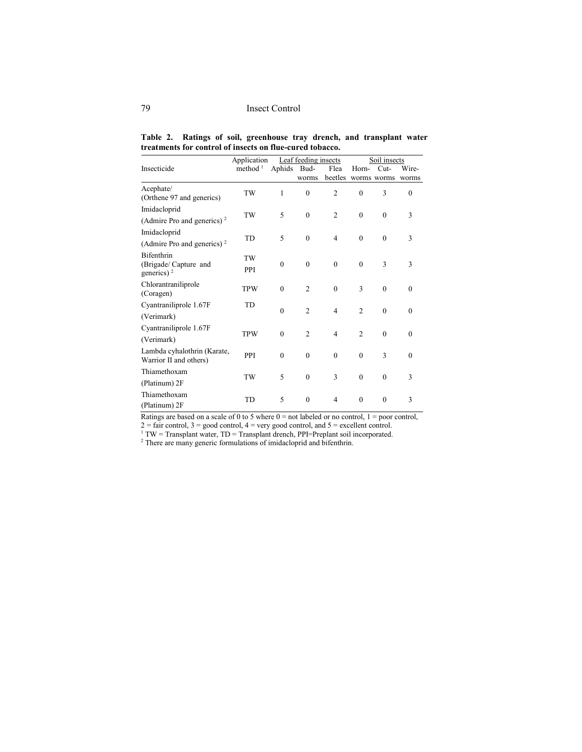**Table 2. Ratings of soil, greenhouse tray drench, and transplant water treatments for control of insects on flue-cured tobacco.**

| Insecticide | Application method [1] | Leaf feeding insects | | | Soil insects | | |
|---|---|---|---|---|---|---|---|
| | | Aphids | Bud-worms | Flea beetles | Horn-worms | Cut-worms | Wire-worms |
| Acephate/ (Orthene 97 and generics) | TW | 1 | 0 | 2 | 0 | 3 | 0 |
| Imidacloprid (Admire Pro and generics) [2] | TW | 5 | 0 | 2 | 0 | 0 | 3 |
| Imidacloprid (Admire Pro and generics) [2] | TD | 5 | 0 | 4 | 0 | 0 | 3 |
| Bifenthrin (Brigade/ Capture and generics) [2] | TW PPI | 0 | 0 | 0 | 0 | 3 | 3 |
| Chlorantraniliprole (Coragen) | TPW | 0 | 2 | 0 | 3 | 0 | 0 |
| Cyantraniliprole 1.67F (Verimark) | TD | 0 | 2 | 4 | 2 | 0 | 0 |
| Cyantraniliprole 1.67F (Verimark) | TPW | 0 | 2 | 4 | 2 | 0 | 0 |
| Lambda cyhalothrin (Karate, Warrior II and others) | PPI | 0 | 0 | 0 | 0 | 3 | 0 |
| Thiamethoxam (Platinum) 2F | TW | 5 | 0 | 3 | 0 | 0 | 3 |
| Thiamethoxam (Platinum) 2F | TD | 5 | 0 | 4 | 0 | 0 | 3 |

Ratings are based on a scale of 0 to 5 where 0 = not labeled or no control, 1 = poor control, 2 = fair control, 3 = good control, 4 = very good control, and 5 = excellent control.

[1] TW = Transplant water, TD = Transplant drench, PPI=Preplant soil incorporated.

[2] There are many generic formulations of imidacloprid and bifenthrin.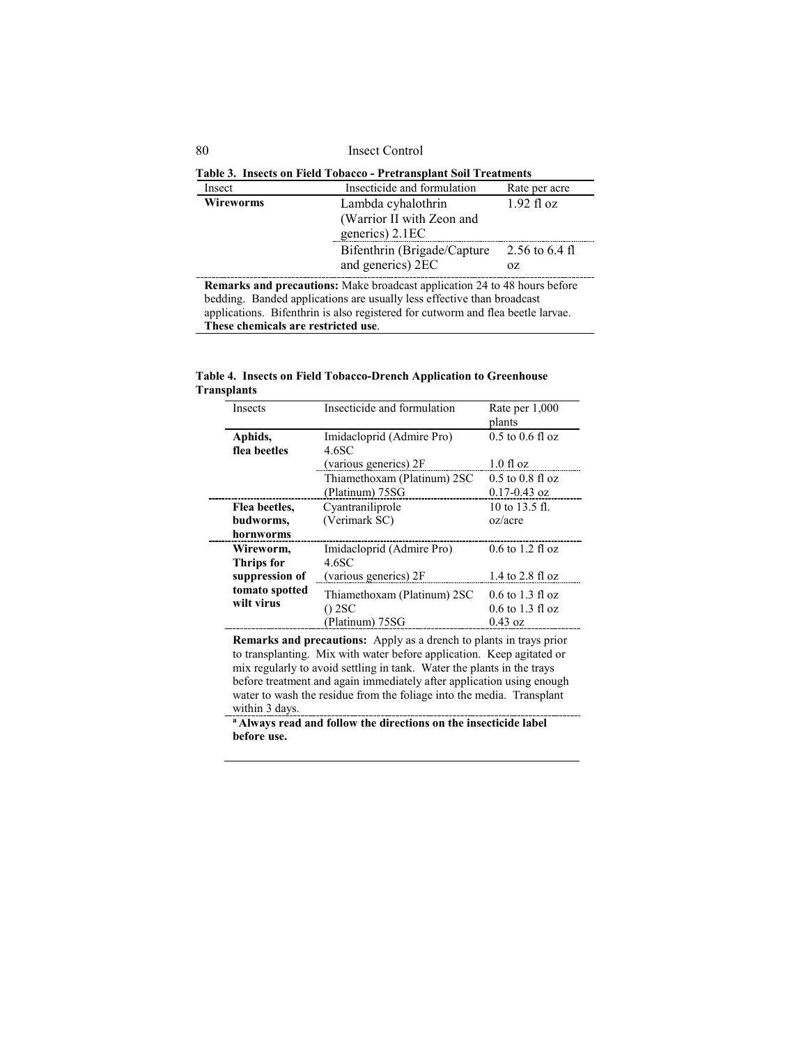**Table 3. Insects on Field Tobacco - Pretransplant Soil Treatments**

| Insect | Insecticide and formulation | Rate per acre |
|---|---|---|
| **Wireworms** | Lambda cyhalothrin (Warrior II with Zeon and generics) 2.1EC | 1.92 fl oz |
| | Bifenthrin (Brigade/Capture and generics) 2EC | 2.56 to 6.4 fl oz |

**Remarks and precautions:** Make broadcast application 24 to 48 hours before bedding. Banded applications are usually less effective than broadcast applications. Bifenthrin is also registered for cutworm and flea beetle larvae. **These chemicals are restricted use**.

**Table 4. Insects on Field Tobacco-Drench Application to Greenhouse Transplants**

| Insects | Insecticide and formulation | Rate per 1,000 plants |
|---|---|---|
| **Aphids, flea beetles** | Imidacloprid (Admire Pro) 4.6SC | 0.5 to 0.6 fl oz |
| | (various generics) 2F | 1.0 fl oz |
| | Thiamethoxam (Platinum) 2SC | 0.5 to 0.8 fl oz |
| | (Platinum) 75SG | 0.17-0.43 oz |
| **Flea beetles, budworms, hornworms** | Cyantraniliprole (Verimark SC) | 10 to 13.5 fl. oz/acre |
| **Wireworm, Thrips for suppression of tomato spotted wilt virus** | Imidacloprid (Admire Pro) 4.6SC | 0.6 to 1.2 fl oz |
| | (various generics) 2F | 1.4 to 2.8 fl oz |
| | Thiamethoxam (Platinum) 2SC | 0.6 to 1.3 fl oz |
| | () 2SC | 0.6 to 1.3 fl oz |
| | (Platinum) 75SG | 0.43 oz |

**Remarks and precautions:** Apply as a drench to plants in trays prior to transplanting. Mix with water before application. Keep agitated or mix regularly to avoid settling in tank. Water the plants in the trays before treatment and again immediately after application using enough water to wash the residue from the foliage into the media. Transplant within 3 days.

[a] **Always read and follow the directions on the insecticide label before use.**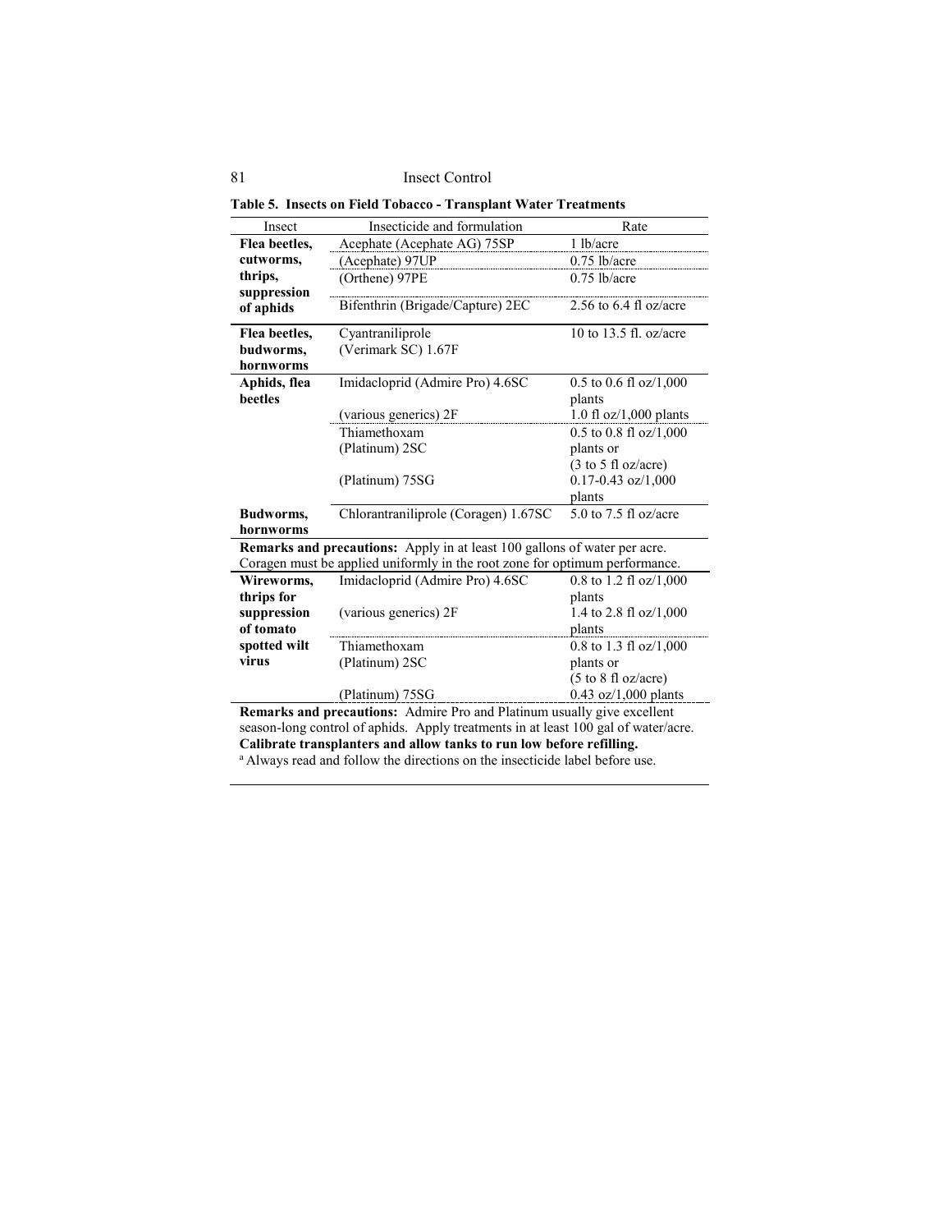**Table 5. Insects on Field Tobacco - Transplant Water Treatments**

| Insect | Insecticide and formulation | Rate |
|---|---|---|
| **Flea beetles, cutworms, thrips, suppression of aphids** | Acephate (Acephate AG) 75SP | 1 lb/acre |
| | (Acephate) 97UP | 0.75 lb/acre |
| | (Orthene) 97PE | 0.75 lb/acre |
| | Bifenthrin (Brigade/Capture) 2EC | 2.56 to 6.4 fl oz/acre |
| **Flea beetles, budworms, hornworms** | Cyantraniliprole (Verimark SC) 1.67F | 10 to 13.5 fl. oz/acre |
| **Aphids, flea beetles** | Imidacloprid (Admire Pro) 4.6SC | 0.5 to 0.6 fl oz/1,000 plants |
| | (various generics) 2F | 1.0 fl oz/1,000 plants |
| | Thiamethoxam (Platinum) 2SC | 0.5 to 0.8 fl oz/1,000 plants or (3 to 5 fl oz/acre) |
| | (Platinum) 75SG | 0.17-0.43 oz/1,000 plants |
| **Budworms, hornworms** | Chlorantraniliprole (Coragen) 1.67SC | 5.0 to 7.5 fl oz/acre |
| **Remarks and precautions:** Apply in at least 100 gallons of water per acre. Coragen must be applied uniformly in the root zone for optimum performance. | | |
| **Wireworms, thrips for suppression of tomato spotted wilt virus** | Imidacloprid (Admire Pro) 4.6SC | 0.8 to 1.2 fl oz/1,000 plants |
| | (various generics) 2F | 1.4 to 2.8 fl oz/1,000 plants |
| | Thiamethoxam (Platinum) 2SC | 0.8 to 1.3 fl oz/1,000 plants or (5 to 8 fl oz/acre) |
| | (Platinum) 75SG | 0.43 oz/1,000 plants |

**Remarks and precautions:** Admire Pro and Platinum usually give excellent season-long control of aphids. Apply treatments in at least 100 gal of water/acre. **Calibrate transplanters and allow tanks to run low before refilling.**

[a] Always read and follow the directions on the insecticide label before use.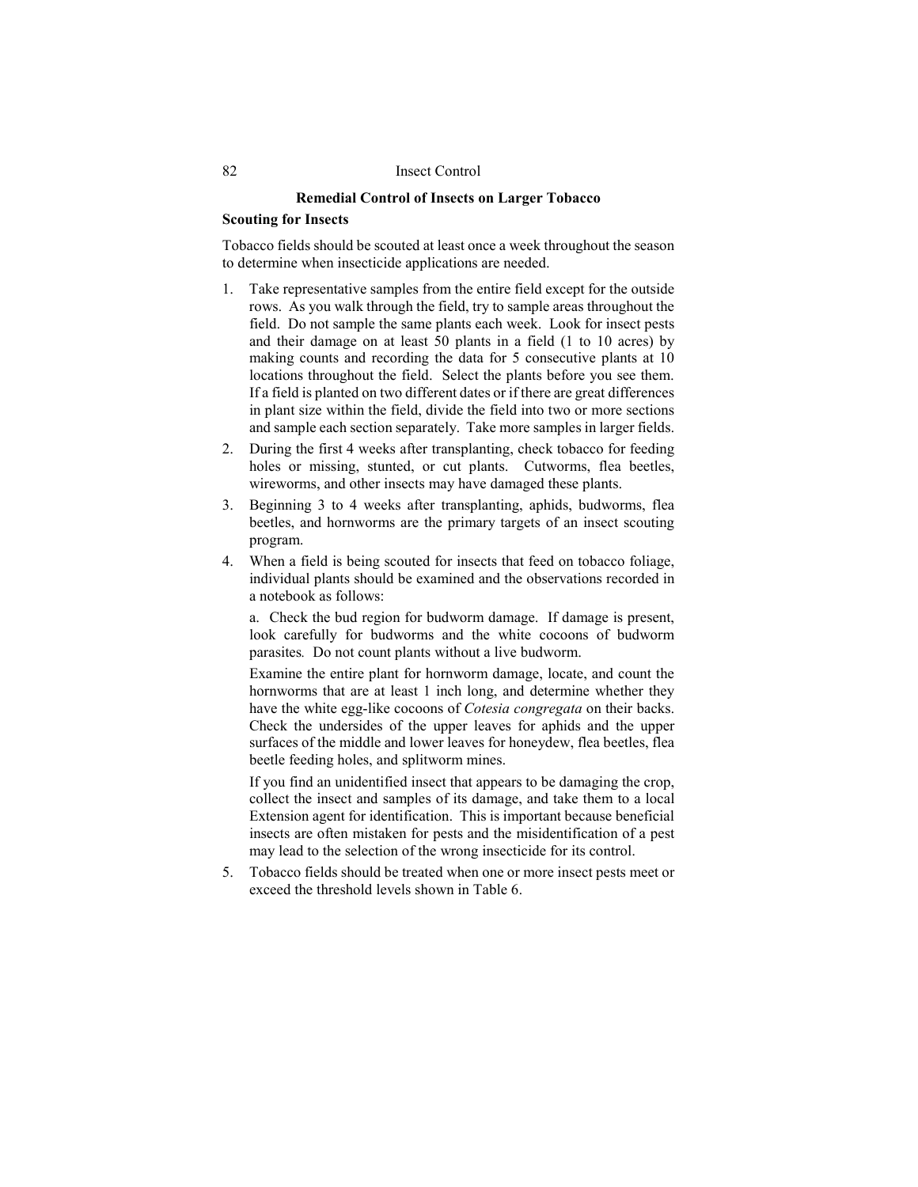## Remedial Control of Insects on Larger Tobacco

### Scouting for Insects

Tobacco fields should be scouted at least once a week throughout the season to determine when insecticide applications are needed.

1. Take representative samples from the entire field except for the outside rows. As you walk through the field, try to sample areas throughout the field. Do not sample the same plants each week. Look for insect pests and their damage on at least 50 plants in a field (1 to 10 acres) by making counts and recording the data for 5 consecutive plants at 10 locations throughout the field. Select the plants before you see them. If a field is planted on two different dates or if there are great differences in plant size within the field, divide the field into two or more sections and sample each section separately. Take more samples in larger fields.
2. During the first 4 weeks after transplanting, check tobacco for feeding holes or missing, stunted, or cut plants. Cutworms, flea beetles, wireworms, and other insects may have damaged these plants.
3. Beginning 3 to 4 weeks after transplanting, aphids, budworms, flea beetles, and hornworms are the primary targets of an insect scouting program.
4. When a field is being scouted for insects that feed on tobacco foliage, individual plants should be examined and the observations recorded in a notebook as follows:

   a. Check the bud region for budworm damage. If damage is present, look carefully for budworms and the white cocoons of budworm parasites. Do not count plants without a live budworm.

   Examine the entire plant for hornworm damage, locate, and count the hornworms that are at least 1 inch long, and determine whether they have the white egg-like cocoons of *Cotesia congregata* on their backs. Check the undersides of the upper leaves for aphids and the upper surfaces of the middle and lower leaves for honeydew, flea beetles, flea beetle feeding holes, and splitworm mines.

   If you find an unidentified insect that appears to be damaging the crop, collect the insect and samples of its damage, and take them to a local Extension agent for identification. This is important because beneficial insects are often mistaken for pests and the misidentification of a pest may lead to the selection of the wrong insecticide for its control.
5. Tobacco fields should be treated when one or more insect pests meet or exceed the threshold levels shown in Table 6.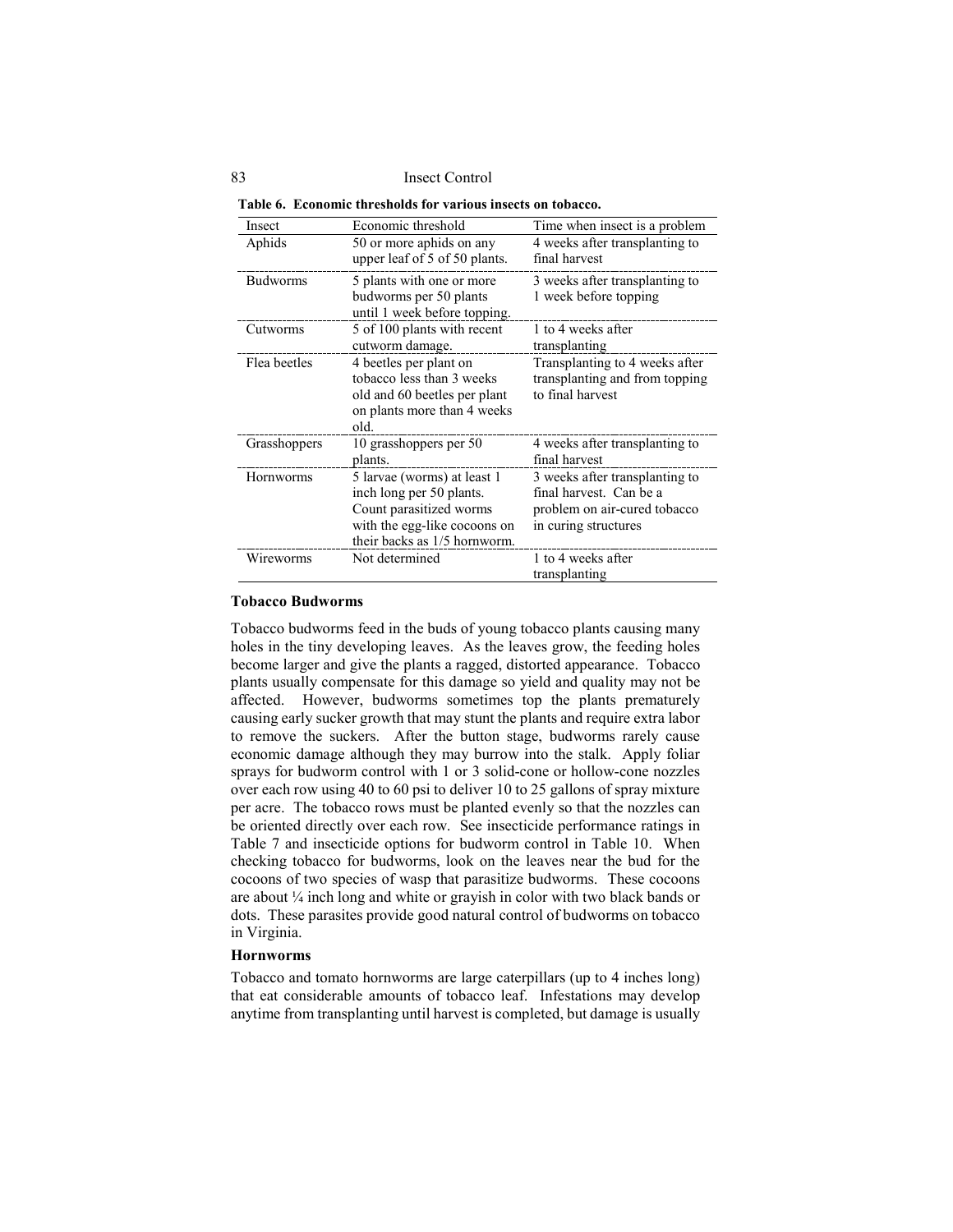**Table 6. Economic thresholds for various insects on tobacco.**

| Insect | Economic threshold | Time when insect is a problem |
|---|---|---|
| Aphids | 50 or more aphids on any upper leaf of 5 of 50 plants. | 4 weeks after transplanting to final harvest |
| Budworms | 5 plants with one or more budworms per 50 plants until 1 week before topping. | 3 weeks after transplanting to 1 week before topping |
| Cutworms | 5 of 100 plants with recent cutworm damage. | 1 to 4 weeks after transplanting |
| Flea beetles | 4 beetles per plant on tobacco less than 3 weeks old and 60 beetles per plant on plants more than 4 weeks old. | Transplanting to 4 weeks after transplanting and from topping to final harvest |
| Grasshoppers | 10 grasshoppers per 50 plants. | 4 weeks after transplanting to final harvest |
| Hornworms | 5 larvae (worms) at least 1 inch long per 50 plants. Count parasitized worms with the egg-like cocoons on their backs as 1/5 hornworm. | 3 weeks after transplanting to final harvest. Can be a problem on air-cured tobacco in curing structures |
| Wireworms | Not determined | 1 to 4 weeks after transplanting |

**Tobacco Budworms**

Tobacco budworms feed in the buds of young tobacco plants causing many holes in the tiny developing leaves. As the leaves grow, the feeding holes become larger and give the plants a ragged, distorted appearance. Tobacco plants usually compensate for this damage so yield and quality may not be affected. However, budworms sometimes top the plants prematurely causing early sucker growth that may stunt the plants and require extra labor to remove the suckers. After the button stage, budworms rarely cause economic damage although they may burrow into the stalk. Apply foliar sprays for budworm control with 1 or 3 solid-cone or hollow-cone nozzles over each row using 40 to 60 psi to deliver 10 to 25 gallons of spray mixture per acre. The tobacco rows must be planted evenly so that the nozzles can be oriented directly over each row. See insecticide performance ratings in Table 7 and insecticide options for budworm control in Table 10. When checking tobacco for budworms, look on the leaves near the bud for the cocoons of two species of wasp that parasitize budworms. These cocoons are about ¼ inch long and white or grayish in color with two black bands or dots. These parasites provide good natural control of budworms on tobacco in Virginia.

**Hornworms**

Tobacco and tomato hornworms are large caterpillars (up to 4 inches long) that eat considerable amounts of tobacco leaf. Infestations may develop anytime from transplanting until harvest is completed, but damage is usually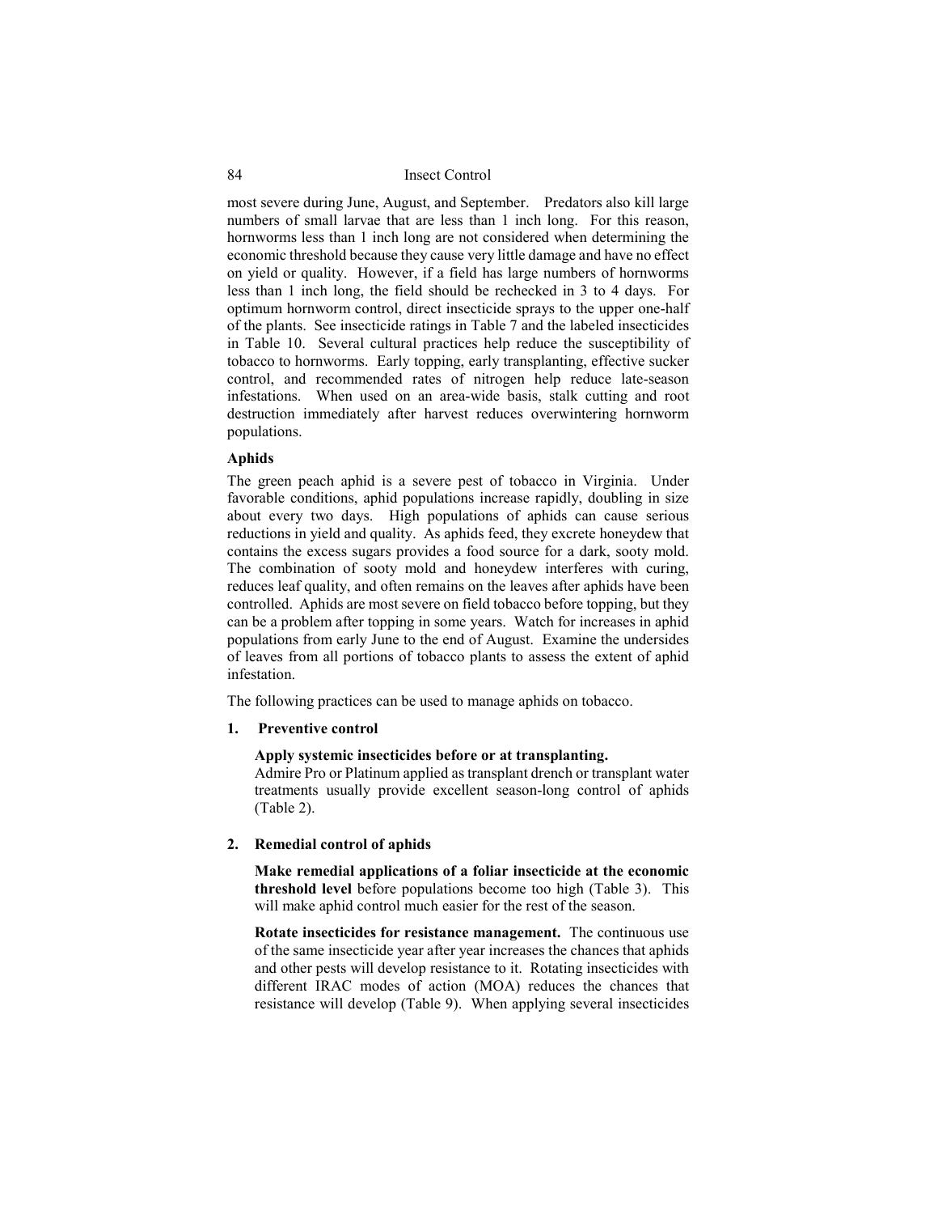most severe during June, August, and September. Predators also kill large numbers of small larvae that are less than 1 inch long. For this reason, hornworms less than 1 inch long are not considered when determining the economic threshold because they cause very little damage and have no effect on yield or quality. However, if a field has large numbers of hornworms less than 1 inch long, the field should be rechecked in 3 to 4 days. For optimum hornworm control, direct insecticide sprays to the upper one-half of the plants. See insecticide ratings in Table 7 and the labeled insecticides in Table 10. Several cultural practices help reduce the susceptibility of tobacco to hornworms. Early topping, early transplanting, effective sucker control, and recommended rates of nitrogen help reduce late-season infestations. When used on an area-wide basis, stalk cutting and root destruction immediately after harvest reduces overwintering hornworm populations.

### Aphids

The green peach aphid is a severe pest of tobacco in Virginia. Under favorable conditions, aphid populations increase rapidly, doubling in size about every two days. High populations of aphids can cause serious reductions in yield and quality. As aphids feed, they excrete honeydew that contains the excess sugars provides a food source for a dark, sooty mold. The combination of sooty mold and honeydew interferes with curing, reduces leaf quality, and often remains on the leaves after aphids have been controlled. Aphids are most severe on field tobacco before topping, but they can be a problem after topping in some years. Watch for increases in aphid populations from early June to the end of August. Examine the undersides of leaves from all portions of tobacco plants to assess the extent of aphid infestation.

The following practices can be used to manage aphids on tobacco.

1. **Preventive control**

   **Apply systemic insecticides before or at transplanting.**
   Admire Pro or Platinum applied as transplant drench or transplant water treatments usually provide excellent season-long control of aphids (Table 2).

2. **Remedial control of aphids**

   **Make remedial applications of a foliar insecticide at the economic threshold level** before populations become too high (Table 3). This will make aphid control much easier for the rest of the season.

   **Rotate insecticides for resistance management.** The continuous use of the same insecticide year after year increases the chances that aphids and other pests will develop resistance to it. Rotating insecticides with different IRAC modes of action (MOA) reduces the chances that resistance will develop (Table 9). When applying several insecticides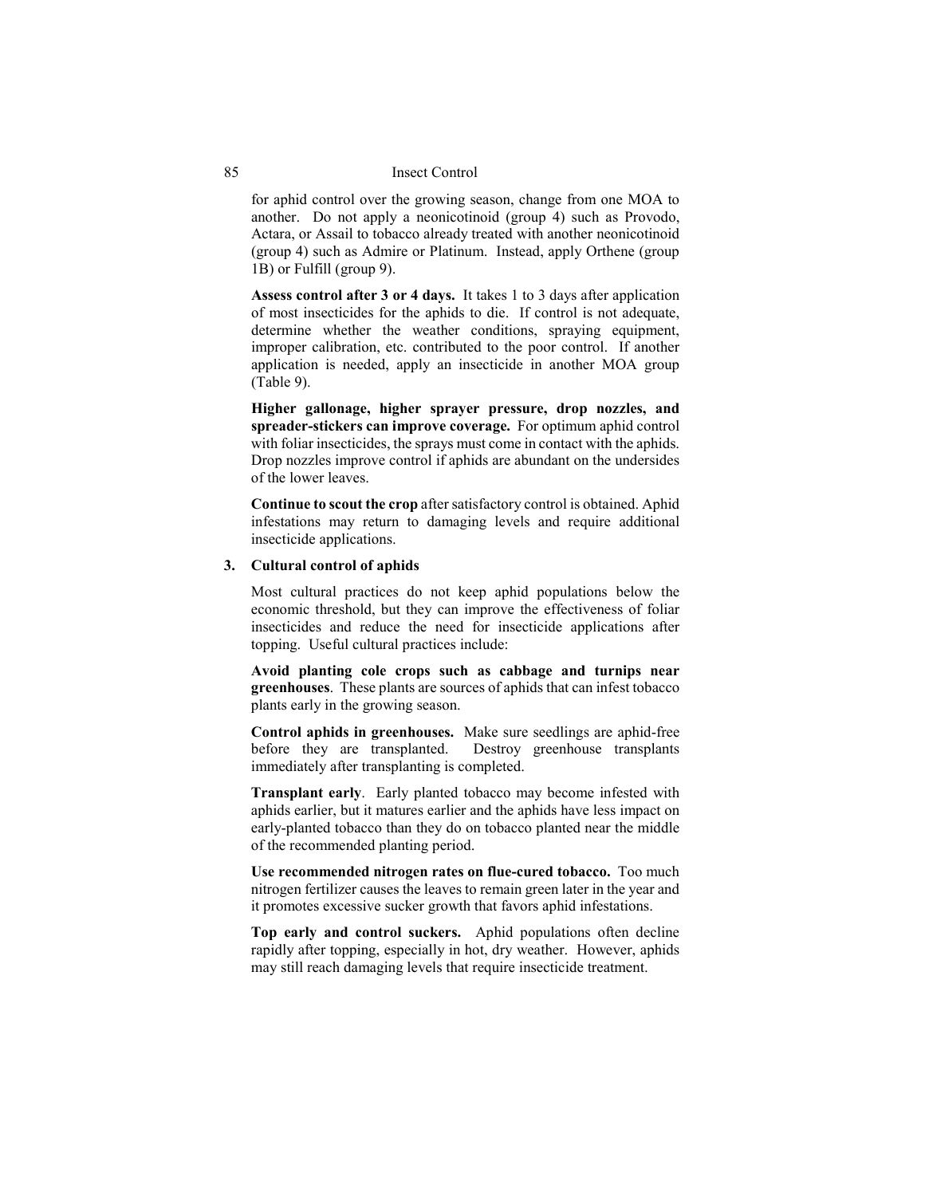for aphid control over the growing season, change from one MOA to another. Do not apply a neonicotinoid (group 4) such as Provodo, Actara, or Assail to tobacco already treated with another neonicotinoid (group 4) such as Admire or Platinum. Instead, apply Orthene (group 1B) or Fulfill (group 9).

**Assess control after 3 or 4 days.** It takes 1 to 3 days after application of most insecticides for the aphids to die. If control is not adequate, determine whether the weather conditions, spraying equipment, improper calibration, etc. contributed to the poor control. If another application is needed, apply an insecticide in another MOA group (Table 9).

**Higher gallonage, higher sprayer pressure, drop nozzles, and spreader-stickers can improve coverage.** For optimum aphid control with foliar insecticides, the sprays must come in contact with the aphids. Drop nozzles improve control if aphids are abundant on the undersides of the lower leaves.

**Continue to scout the crop** after satisfactory control is obtained. Aphid infestations may return to damaging levels and require additional insecticide applications.

### 3. Cultural control of aphids

Most cultural practices do not keep aphid populations below the economic threshold, but they can improve the effectiveness of foliar insecticides and reduce the need for insecticide applications after topping. Useful cultural practices include:

**Avoid planting cole crops such as cabbage and turnips near greenhouses**. These plants are sources of aphids that can infest tobacco plants early in the growing season.

**Control aphids in greenhouses.** Make sure seedlings are aphid-free before they are transplanted. Destroy greenhouse transplants immediately after transplanting is completed.

**Transplant early**. Early planted tobacco may become infested with aphids earlier, but it matures earlier and the aphids have less impact on early-planted tobacco than they do on tobacco planted near the middle of the recommended planting period.

**Use recommended nitrogen rates on flue-cured tobacco.** Too much nitrogen fertilizer causes the leaves to remain green later in the year and it promotes excessive sucker growth that favors aphid infestations.

**Top early and control suckers.** Aphid populations often decline rapidly after topping, especially in hot, dry weather. However, aphids may still reach damaging levels that require insecticide treatment.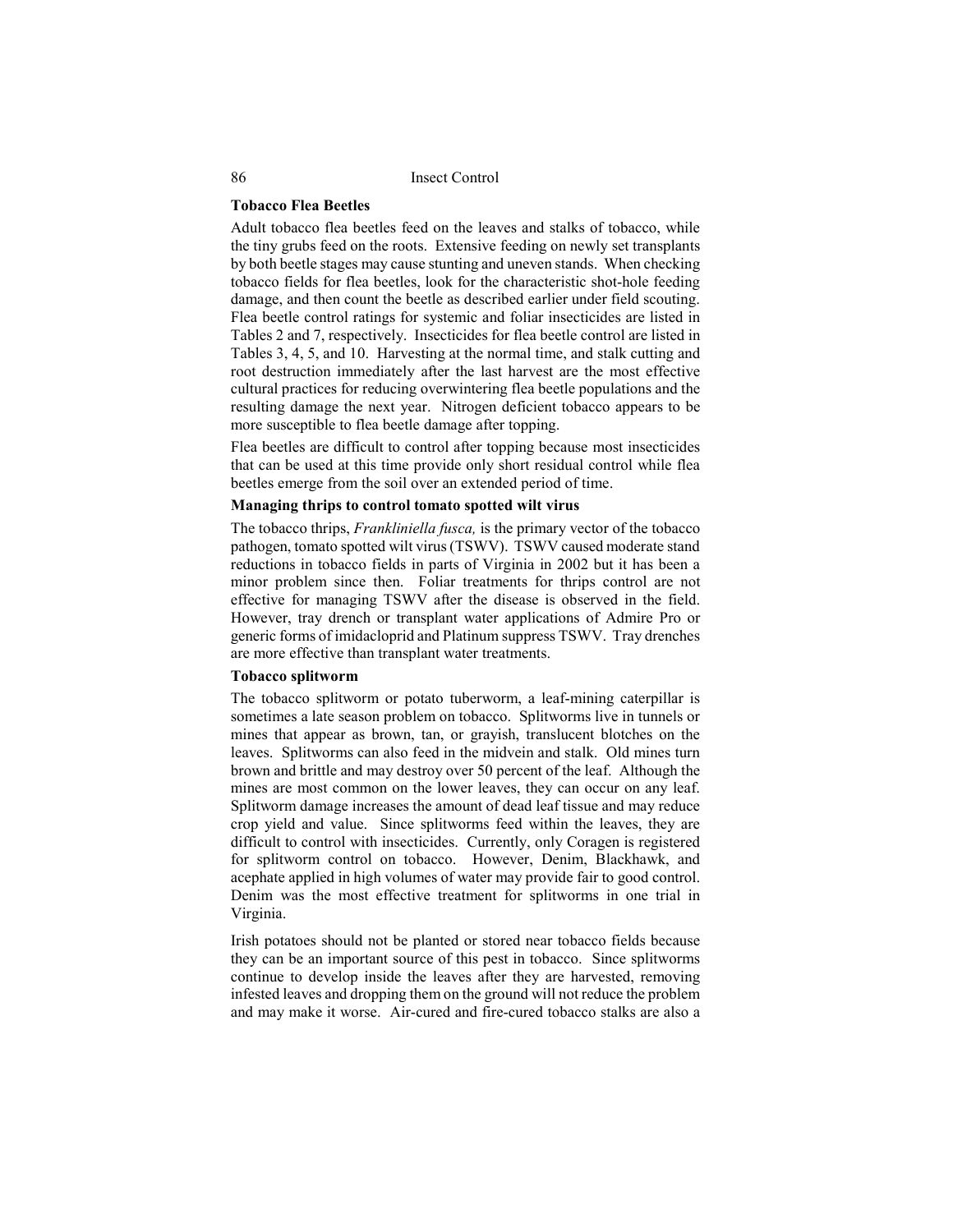### Tobacco Flea Beetles

Adult tobacco flea beetles feed on the leaves and stalks of tobacco, while the tiny grubs feed on the roots. Extensive feeding on newly set transplants by both beetle stages may cause stunting and uneven stands. When checking tobacco fields for flea beetles, look for the characteristic shot-hole feeding damage, and then count the beetle as described earlier under field scouting. Flea beetle control ratings for systemic and foliar insecticides are listed in Tables 2 and 7, respectively. Insecticides for flea beetle control are listed in Tables 3, 4, 5, and 10. Harvesting at the normal time, and stalk cutting and root destruction immediately after the last harvest are the most effective cultural practices for reducing overwintering flea beetle populations and the resulting damage the next year. Nitrogen deficient tobacco appears to be more susceptible to flea beetle damage after topping.

Flea beetles are difficult to control after topping because most insecticides that can be used at this time provide only short residual control while flea beetles emerge from the soil over an extended period of time.

### Managing thrips to control tomato spotted wilt virus

The tobacco thrips, *Frankliniella fusca,* is the primary vector of the tobacco pathogen, tomato spotted wilt virus (TSWV). TSWV caused moderate stand reductions in tobacco fields in parts of Virginia in 2002 but it has been a minor problem since then. Foliar treatments for thrips control are not effective for managing TSWV after the disease is observed in the field. However, tray drench or transplant water applications of Admire Pro or generic forms of imidacloprid and Platinum suppress TSWV. Tray drenches are more effective than transplant water treatments.

### Tobacco splitworm

The tobacco splitworm or potato tuberworm, a leaf-mining caterpillar is sometimes a late season problem on tobacco. Splitworms live in tunnels or mines that appear as brown, tan, or grayish, translucent blotches on the leaves. Splitworms can also feed in the midvein and stalk. Old mines turn brown and brittle and may destroy over 50 percent of the leaf. Although the mines are most common on the lower leaves, they can occur on any leaf. Splitworm damage increases the amount of dead leaf tissue and may reduce crop yield and value. Since splitworms feed within the leaves, they are difficult to control with insecticides. Currently, only Coragen is registered for splitworm control on tobacco. However, Denim, Blackhawk, and acephate applied in high volumes of water may provide fair to good control. Denim was the most effective treatment for splitworms in one trial in Virginia.

Irish potatoes should not be planted or stored near tobacco fields because they can be an important source of this pest in tobacco. Since splitworms continue to develop inside the leaves after they are harvested, removing infested leaves and dropping them on the ground will not reduce the problem and may make it worse. Air-cured and fire-cured tobacco stalks are also a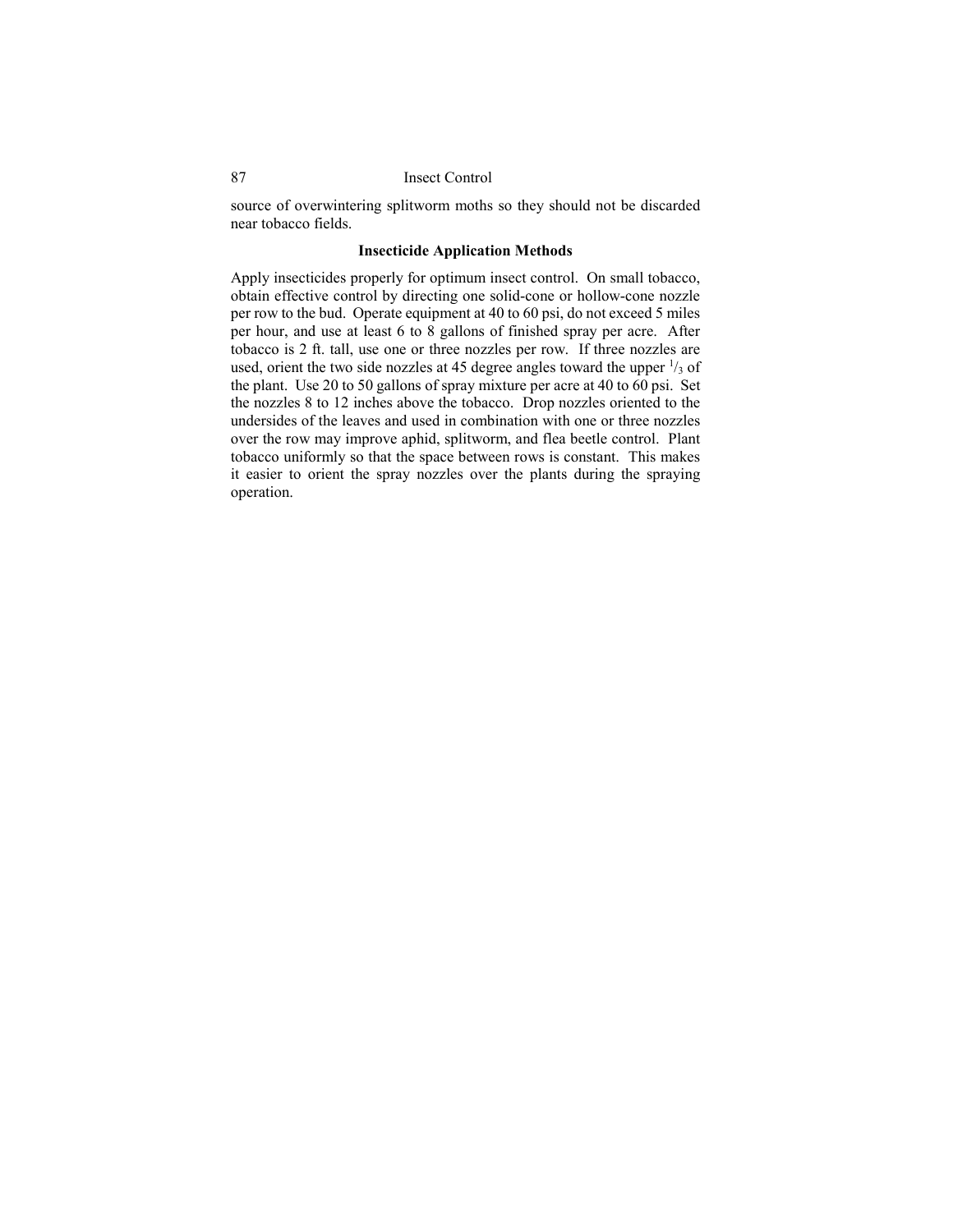source of overwintering splitworm moths so they should not be discarded near tobacco fields.

### Insecticide Application Methods

Apply insecticides properly for optimum insect control. On small tobacco, obtain effective control by directing one solid-cone or hollow-cone nozzle per row to the bud. Operate equipment at 40 to 60 psi, do not exceed 5 miles per hour, and use at least 6 to 8 gallons of finished spray per acre. After tobacco is 2 ft. tall, use one or three nozzles per row. If three nozzles are used, orient the two side nozzles at 45 degree angles toward the upper $^{1}/_{3}$ of the plant. Use 20 to 50 gallons of spray mixture per acre at 40 to 60 psi. Set the nozzles 8 to 12 inches above the tobacco. Drop nozzles oriented to the undersides of the leaves and used in combination with one or three nozzles over the row may improve aphid, splitworm, and flea beetle control. Plant tobacco uniformly so that the space between rows is constant. This makes it easier to orient the spray nozzles over the plants during the spraying operation.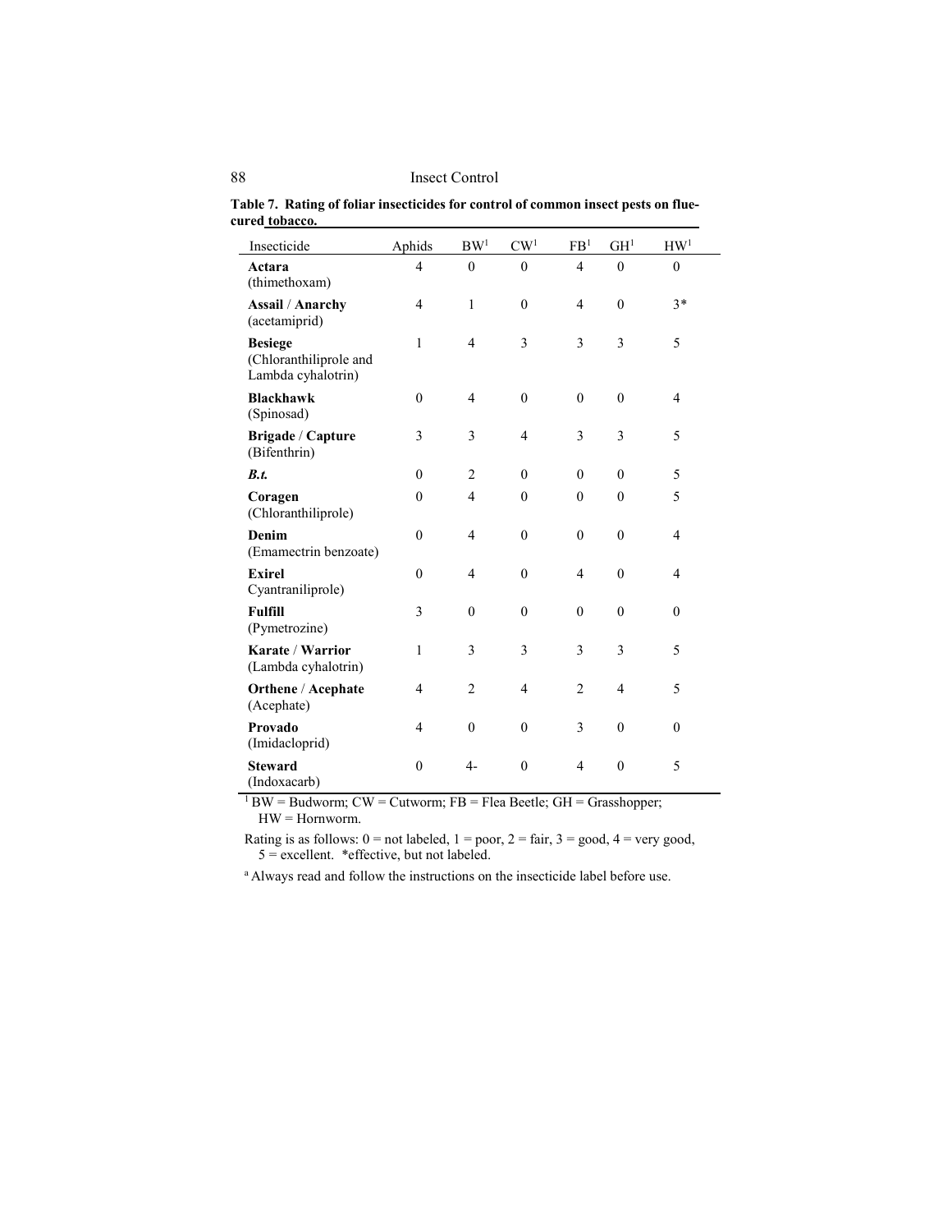**Table 7. Rating of foliar insecticides for control of common insect pests on flue-cured tobacco.**

| Insecticide | Aphids | BW[1] | CW[1] | FB[1] | GH[1] | HW[1] |
|---|---|---|---|---|---|---|
| **Actara** (thimethoxam) | 4 | 0 | 0 | 4 | 0 | 0 |
| **Assail** / **Anarchy** (acetamiprid) | 4 | 1 | 0 | 4 | 0 | 3* |
| **Besiege** (Chloranthiliprole and Lambda cyhalotrin) | 1 | 4 | 3 | 3 | 3 | 5 |
| **Blackhawk** (Spinosad) | 0 | 4 | 0 | 0 | 0 | 4 |
| **Brigade** / **Capture** (Bifenthrin) | 3 | 3 | 4 | 3 | 3 | 5 |
| ***B.t.*** | 0 | 2 | 0 | 0 | 0 | 5 |
| **Coragen** (Chloranthiliprole) | 0 | 4 | 0 | 0 | 0 | 5 |
| **Denim** (Emamectrin benzoate) | 0 | 4 | 0 | 0 | 0 | 4 |
| **Exirel** Cyantraniliprole) | 0 | 4 | 0 | 4 | 0 | 4 |
| **Fulfill** (Pymetrozine) | 3 | 0 | 0 | 0 | 0 | 0 |
| **Karate** / **Warrior** (Lambda cyhalotrin) | 1 | 3 | 3 | 3 | 3 | 5 |
| **Orthene** / **Acephate** (Acephate) | 4 | 2 | 4 | 2 | 4 | 5 |
| **Provado** (Imidacloprid) | 4 | 0 | 0 | 3 | 0 | 0 |
| **Steward** (Indoxacarb) | 0 | 4- | 0 | 4 | 0 | 5 |

[1] BW = Budworm; CW = Cutworm; FB = Flea Beetle; GH = Grasshopper; HW = Hornworm.

Rating is as follows: 0 = not labeled, 1 = poor, 2 = fair, 3 = good, 4 = very good, 5 = excellent. *effective, but not labeled.

[a] Always read and follow the instructions on the insecticide label before use.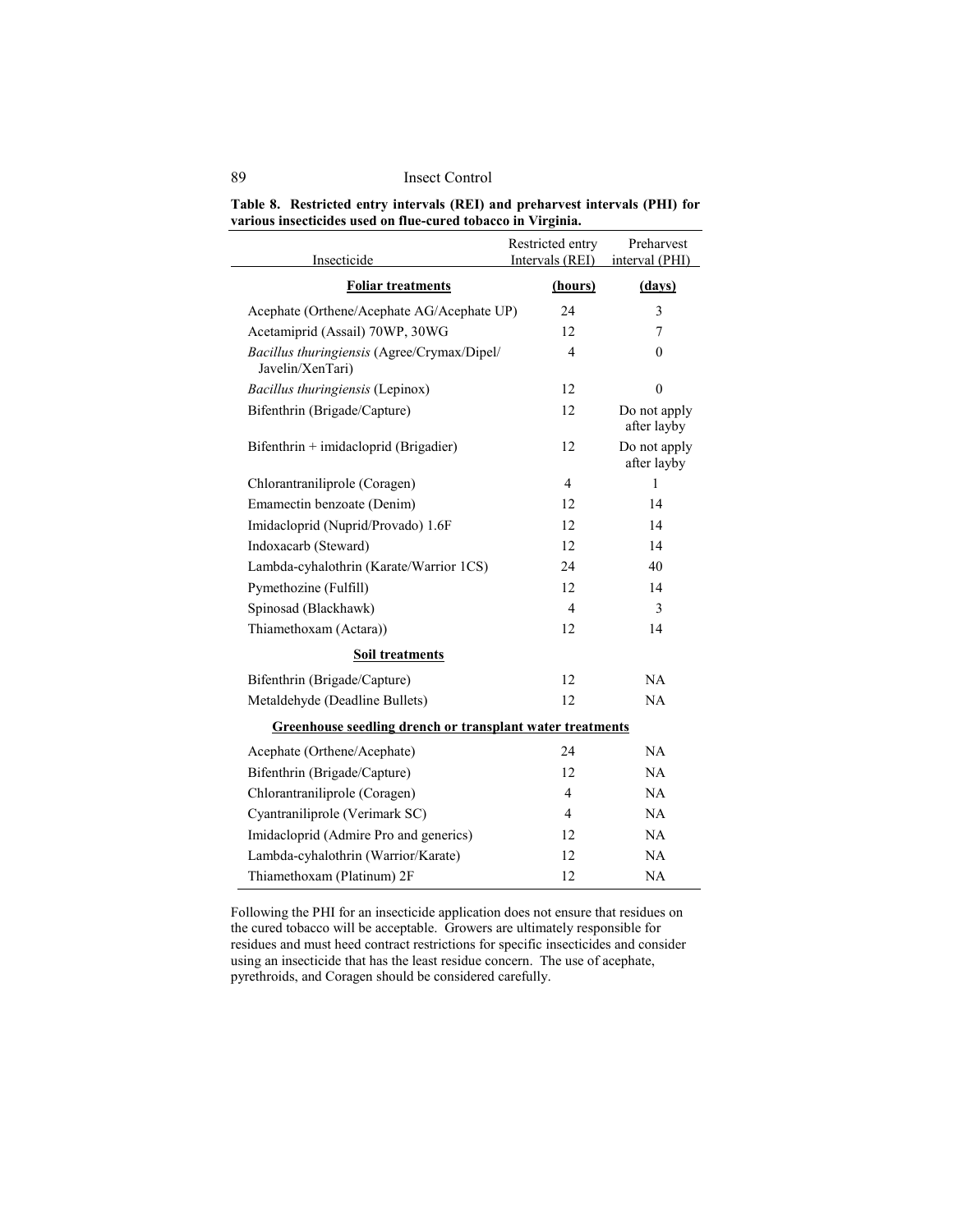**Table 8. Restricted entry intervals (REI) and preharvest intervals (PHI) for various insecticides used on flue-cured tobacco in Virginia.**

| Insecticide | Restricted entry Intervals (REI) | Preharvest interval (PHI) |
|---|---|---|
| **Foliar treatments** | **(hours)** | **(days)** |
| Acephate (Orthene/Acephate AG/Acephate UP) | 24 | 3 |
| Acetamiprid (Assail) 70WP, 30WG | 12 | 7 |
| *Bacillus thuringiensis* (Agree/Crymax/Dipel/Javelin/XenTari) | 4 | 0 |
| *Bacillus thuringiensis* (Lepinox) | 12 | 0 |
| Bifenthrin (Brigade/Capture) | 12 | Do not apply after layby |
| Bifenthrin + imidacloprid (Brigadier) | 12 | Do not apply after layby |
| Chlorantraniliprole (Coragen) | 4 | 1 |
| Emamectin benzoate (Denim) | 12 | 14 |
| Imidacloprid (Nuprid/Provado) 1.6F | 12 | 14 |
| Indoxacarb (Steward) | 12 | 14 |
| Lambda-cyhalothrin (Karate/Warrior 1CS) | 24 | 40 |
| Pymethozine (Fulfill) | 12 | 14 |
| Spinosad (Blackhawk) | 4 | 3 |
| Thiamethoxam (Actara)) | 12 | 14 |
| **Soil treatments** | | |
| Bifenthrin (Brigade/Capture) | 12 | NA |
| Metaldehyde (Deadline Bullets) | 12 | NA |
| **Greenhouse seedling drench or transplant water treatments** | | |
| Acephate (Orthene/Acephate) | 24 | NA |
| Bifenthrin (Brigade/Capture) | 12 | NA |
| Chlorantraniliprole (Coragen) | 4 | NA |
| Cyantraniliprole (Verimark SC) | 4 | NA |
| Imidacloprid (Admire Pro and generics) | 12 | NA |
| Lambda-cyhalothrin (Warrior/Karate) | 12 | NA |
| Thiamethoxam (Platinum) 2F | 12 | NA |

Following the PHI for an insecticide application does not ensure that residues on the cured tobacco will be acceptable. Growers are ultimately responsible for residues and must heed contract restrictions for specific insecticides and consider using an insecticide that has the least residue concern. The use of acephate, pyrethroids, and Coragen should be considered carefully.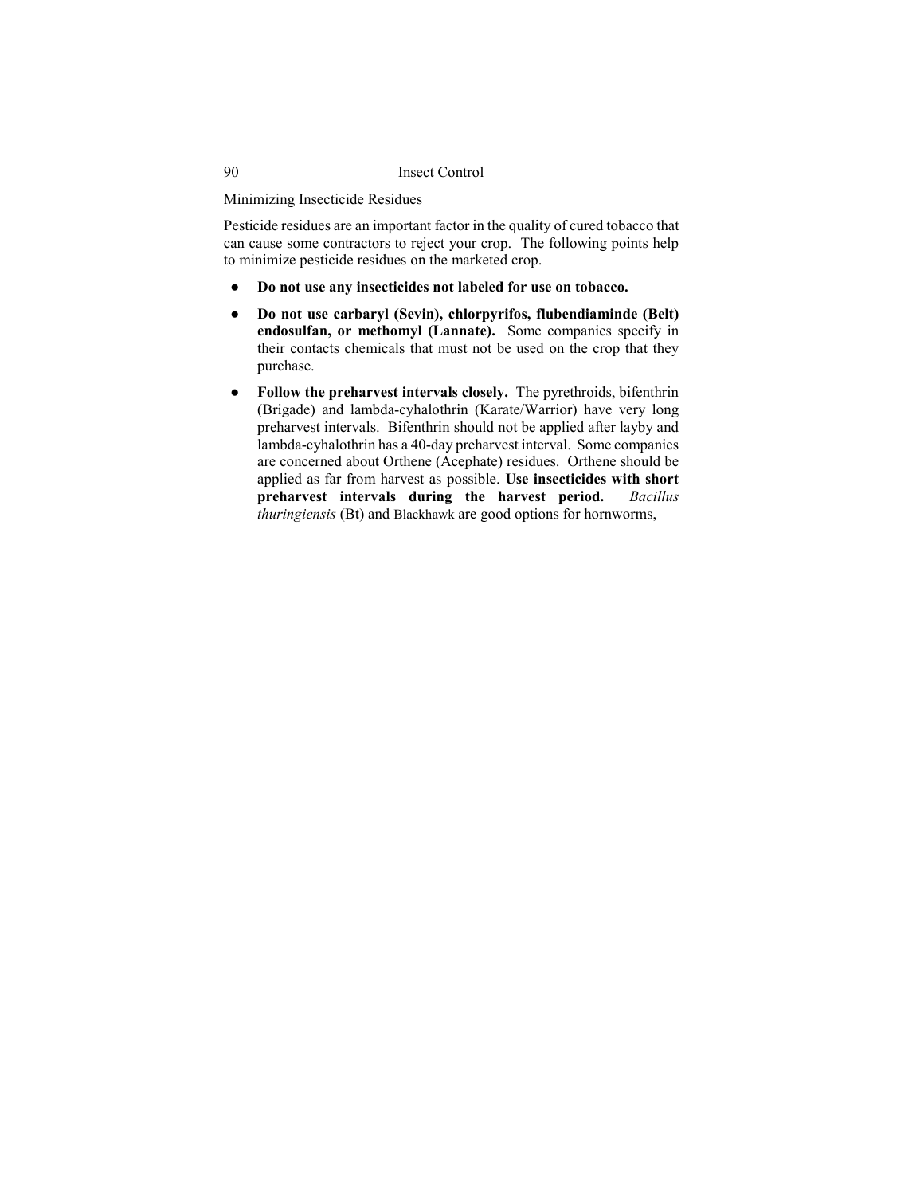Minimizing Insecticide Residues

Pesticide residues are an important factor in the quality of cured tobacco that can cause some contractors to reject your crop. The following points help to minimize pesticide residues on the marketed crop.

- **Do not use any insecticides not labeled for use on tobacco.**
- **Do not use carbaryl (Sevin), chlorpyrifos, flubendiaminde (Belt) endosulfan, or methomyl (Lannate).** Some companies specify in their contacts chemicals that must not be used on the crop that they purchase.
- **Follow the preharvest intervals closely.** The pyrethroids, bifenthrin (Brigade) and lambda-cyhalothrin (Karate/Warrior) have very long preharvest intervals. Bifenthrin should not be applied after layby and lambda-cyhalothrin has a 40-day preharvest interval. Some companies are concerned about Orthene (Acephate) residues. Orthene should be applied as far from harvest as possible. **Use insecticides with short preharvest intervals during the harvest period.** *Bacillus thuringiensis* (Bt) and Blackhawk are good options for hornworms,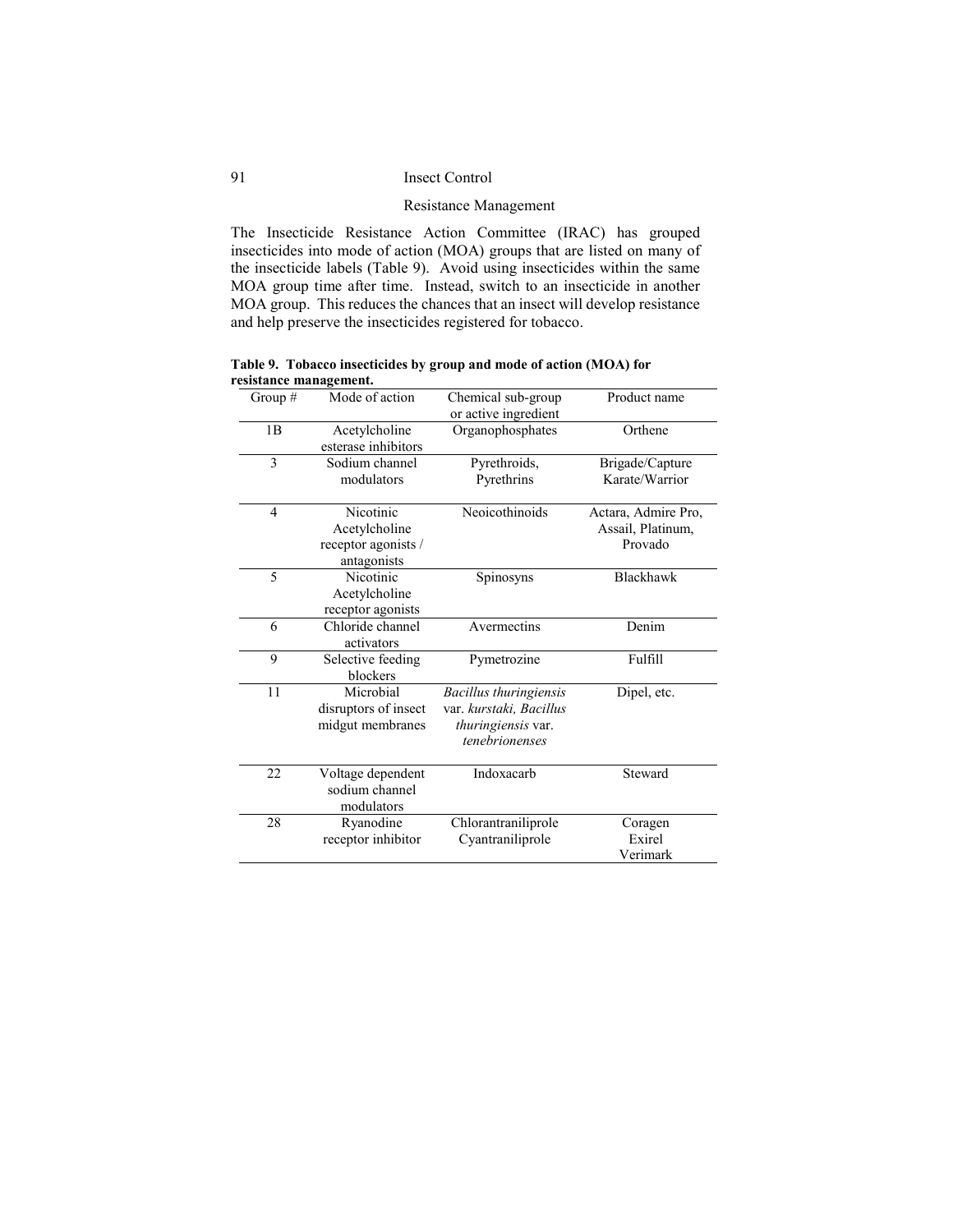## Resistance Management

The Insecticide Resistance Action Committee (IRAC) has grouped insecticides into mode of action (MOA) groups that are listed on many of the insecticide labels (Table 9). Avoid using insecticides within the same MOA group time after time. Instead, switch to an insecticide in another MOA group. This reduces the chances that an insect will develop resistance and help preserve the insecticides registered for tobacco.

**Table 9. Tobacco insecticides by group and mode of action (MOA) for resistance management.**

| Group # | Mode of action | Chemical sub-group or active ingredient | Product name |
|---|---|---|---|
| 1B | Acetylcholine esterase inhibitors | Organophosphates | Orthene |
| 3 | Sodium channel modulators | Pyrethroids, Pyrethrins | Brigade/Capture Karate/Warrior |
| 4 | Nicotinic Acetylcholine receptor agonists / antagonists | Neoicothinoids | Actara, Admire Pro, Assail, Platinum, Provado |
| 5 | Nicotinic Acetylcholine receptor agonists | Spinosyns | Blackhawk |
| 6 | Chloride channel activators | Avermectins | Denim |
| 9 | Selective feeding blockers | Pymetrozine | Fulfill |
| 11 | Microbial disruptors of insect midgut membranes | *Bacillus thuringiensis* var. *kurstaki, Bacillus thuringiensis* var. *tenebrionenses* | Dipel, etc. |
| 22 | Voltage dependent sodium channel modulators | Indoxacarb | Steward |
| 28 | Ryanodine receptor inhibitor | Chlorantraniliprole Cyantraniliprole | Coragen Exirel Verimark |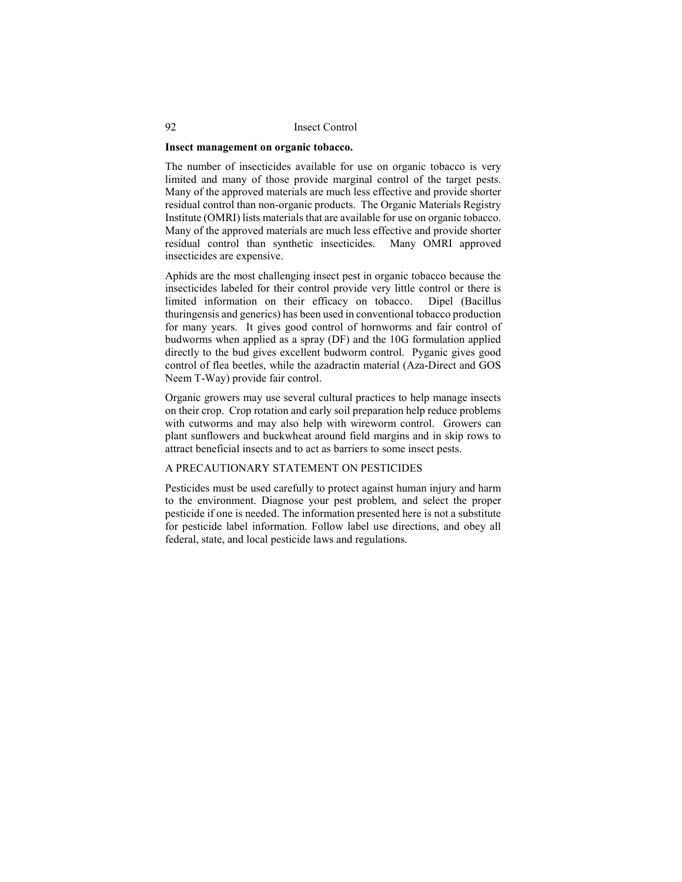**Insect management on organic tobacco.**

The number of insecticides available for use on organic tobacco is very limited and many of those provide marginal control of the target pests. Many of the approved materials are much less effective and provide shorter residual control than non-organic products. The Organic Materials Registry Institute (OMRI) lists materials that are available for use on organic tobacco. Many of the approved materials are much less effective and provide shorter residual control than synthetic insecticides. Many OMRI approved insecticides are expensive.

Aphids are the most challenging insect pest in organic tobacco because the insecticides labeled for their control provide very little control or there is limited information on their efficacy on tobacco. Dipel (Bacillus thuringensis and generics) has been used in conventional tobacco production for many years. It gives good control of hornworms and fair control of budworms when applied as a spray (DF) and the 10G formulation applied directly to the bud gives excellent budworm control. Pyganic gives good control of flea beetles, while the azadractin material (Aza-Direct and GOS Neem T-Way) provide fair control.

Organic growers may use several cultural practices to help manage insects on their crop. Crop rotation and early soil preparation help reduce problems with cutworms and may also help with wireworm control. Growers can plant sunflowers and buckwheat around field margins and in skip rows to attract beneficial insects and to act as barriers to some insect pests.

A PRECAUTIONARY STATEMENT ON PESTICIDES

Pesticides must be used carefully to protect against human injury and harm to the environment. Diagnose your pest problem, and select the proper pesticide if one is needed. The information presented here is not a substitute for pesticide label information. Follow label use directions, and obey all federal, state, and local pesticide laws and regulations.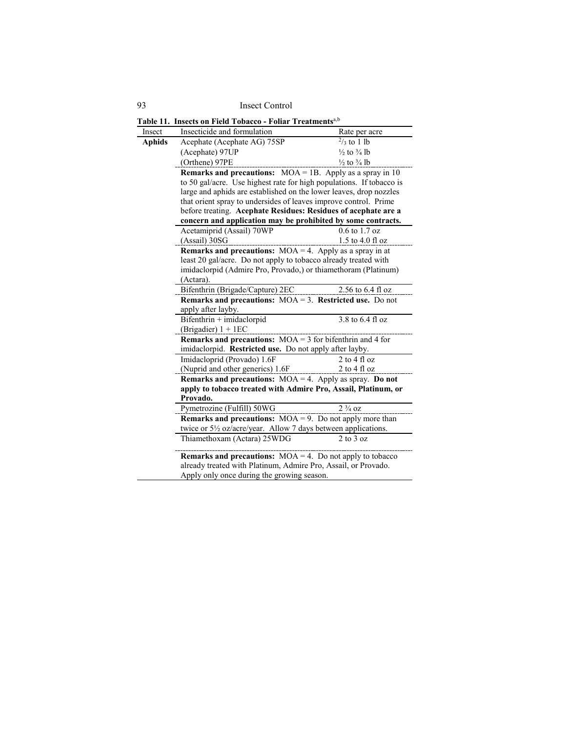**Table 11. Insects on Field Tobacco - Foliar Treatments[a,b]**

| Insect | Insecticide and formulation | Rate per acre |
|---|---|---|
| **Aphids** | Acephate (Acephate AG) 75SP | $^{2}/_{3}$ to 1 lb |
| | (Acephate) 97UP | ½ to ¾ lb |
| | (Orthene) 97PE | ½ to ¾ lb |
| | **Remarks and precautions:** MOA = 1B. Apply as a spray in 10 to 50 gal/acre. Use highest rate for high populations. If tobacco is large and aphids are established on the lower leaves, drop nozzles that orient spray to undersides of leaves improve control. Prime before treating. **Acephate Residues: Residues of acephate are a concern and application may be prohibited by some contracts.** | |
| | Acetamiprid (Assail) 70WP | 0.6 to 1.7 oz |
| | (Assail) 30SG | 1.5 to 4.0 fl oz |
| | **Remarks and precautions:** MOA = 4. Apply as a spray in at least 20 gal/acre. Do not apply to tobacco already treated with imidaclorpid (Admire Pro, Provado,) or thiamethoram (Platinum) (Actara). | |
| | Bifenthrin (Brigade/Capture) 2EC | 2.56 to 6.4 fl oz |
| | **Remarks and precautions:** MOA = 3. **Restricted use.** Do not apply after layby. | |
| | Bifenthrin + imidaclorpid (Brigadier) 1 + 1EC | 3.8 to 6.4 fl oz |
| | **Remarks and precautions:** MOA = 3 for bifenthrin and 4 for imidaclorpid. **Restricted use.** Do not apply after layby. | |
| | Imidacloprid (Provado) 1.6F | 2 to 4 fl oz |
| | (Nuprid and other generics) 1.6F | 2 to 4 fl oz |
| | **Remarks and precautions:** MOA = 4. Apply as spray. **Do not apply to tobacco treated with Admire Pro, Assail, Platinum, or Provado.** | |
| | Pymetrozine (Fulfill) 50WG | 2 ¾ oz |
| | **Remarks and precautions:** MOA = 9. Do not apply more than twice or 5½ oz/acre/year. Allow 7 days between applications. | |
| | Thiamethoxam (Actara) 25WDG | 2 to 3 oz |
| | **Remarks and precautions:** MOA = 4. Do not apply to tobacco already treated with Platinum, Admire Pro, Assail, or Provado. Apply only once during the growing season. | |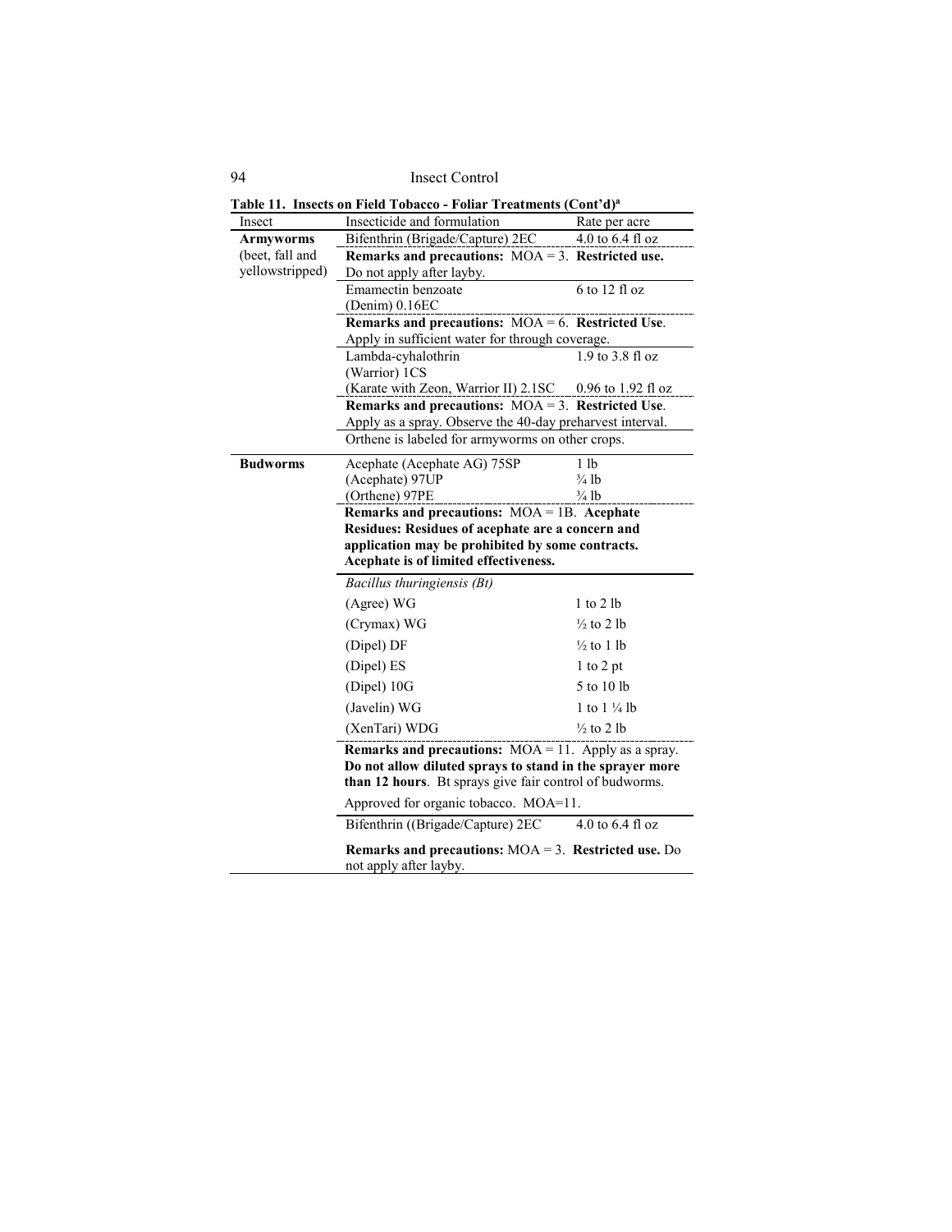**Table 11. Insects on Field Tobacco - Foliar Treatments (Cont'd)[a]**

| Insect | Insecticide and formulation | Rate per acre |
|---|---|---|
| **Armyworms** (beet, fall and yellowstripped) | Bifenthrin (Brigade/Capture) 2EC | 4.0 to 6.4 fl oz |
| | **Remarks and precautions:** MOA = 3. **Restricted use.** Do not apply after layby. | |
| | Emamectin benzoate (Denim) 0.16EC | 6 to 12 fl oz |
| | **Remarks and precautions:** MOA = 6. **Restricted Use**. Apply in sufficient water for through coverage. | |
| | Lambda-cyhalothrin (Warrior) 1CS | 1.9 to 3.8 fl oz |
| | (Karate with Zeon, Warrior II) 2.1SC | 0.96 to 1.92 fl oz |
| | **Remarks and precautions:** MOA = 3. **Restricted Use**. Apply as a spray. Observe the 40-day preharvest interval. | |
| | Orthene is labeled for armyworms on other crops. | |
| **Budworms** | Acephate (Acephate AG) 75SP | 1 lb |
| | (Acephate) 97UP | ¾ lb |
| | (Orthene) 97PE | ¾ lb |
| | **Remarks and precautions:** MOA = 1B. **Acephate Residues: Residues of acephate are a concern and application may be prohibited by some contracts. Acephate is of limited effectiveness.** | |
| | *Bacillus thuringiensis (Bt)* | |
| | (Agree) WG | 1 to 2 lb |
| | (Crymax) WG | ½ to 2 lb |
| | (Dipel) DF | ½ to 1 lb |
| | (Dipel) ES | 1 to 2 pt |
| | (Dipel) 10G | 5 to 10 lb |
| | (Javelin) WG | 1 to 1 ¼ lb |
| | (XenTari) WDG | ½ to 2 lb |
| | **Remarks and precautions:** MOA = 11. Apply as a spray. **Do not allow diluted sprays to stand in the sprayer more than 12 hours**. Bt sprays give fair control of budworms. | |
| | Approved for organic tobacco. MOA=11. | |
| | Bifenthrin ((Brigade/Capture) 2EC | 4.0 to 6.4 fl oz |
| | **Remarks and precautions:** MOA = 3. **Restricted use.** Do not apply after layby. | |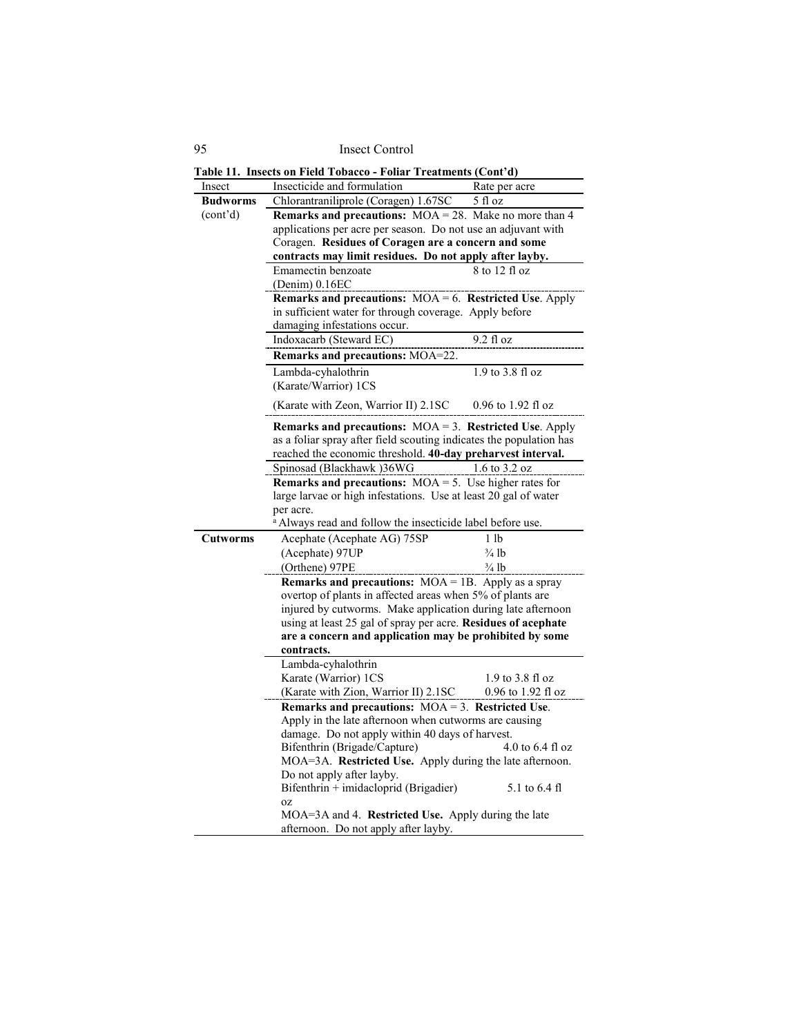**Table 11. Insects on Field Tobacco - Foliar Treatments (Cont'd)**

| Insect | Insecticide and formulation | Rate per acre |
|---|---|---|
| **Budworms** (cont'd) | Chlorantraniliprole (Coragen) 1.67SC | 5 fl oz |
| | **Remarks and precautions:** MOA = 28. Make no more than 4 applications per acre per season. Do not use an adjuvant with Coragen. **Residues of Coragen are a concern and some contracts may limit residues. Do not apply after layby.** | |
| | Emamectin benzoate (Denim) 0.16EC | 8 to 12 fl oz |
| | **Remarks and precautions:** MOA = 6. **Restricted Use**. Apply in sufficient water for through coverage. Apply before damaging infestations occur. | |
| | Indoxacarb (Steward EC) | 9.2 fl oz |
| | **Remarks and precautions:** MOA=22. | |
| | Lambda-cyhalothrin (Karate/Warrior) 1CS | 1.9 to 3.8 fl oz |
| | (Karate with Zeon, Warrior II) 2.1SC | 0.96 to 1.92 fl oz |
| | **Remarks and precautions:** MOA = 3. **Restricted Use**. Apply as a foliar spray after field scouting indicates the population has reached the economic threshold. **40-day preharvest interval.** | |
| | Spinosad (Blackhawk )36WG | 1.6 to 3.2 oz |
| | **Remarks and precautions:** MOA = 5. Use higher rates for large larvae or high infestations. Use at least 20 gal of water per acre.<br>[a] Always read and follow the insecticide label before use. | |
| **Cutworms** | Acephate (Acephate AG) 75SP | 1 lb |
| | (Acephate) 97UP | ¾ lb |
| | (Orthene) 97PE | ¾ lb |
| | **Remarks and precautions:** MOA = 1B. Apply as a spray overtop of plants in affected areas when 5% of plants are injured by cutworms. Make application during late afternoon using at least 25 gal of spray per acre. **Residues of acephate are a concern and application may be prohibited by some contracts.** | |
| | Lambda-cyhalothrin | |
| | Karate (Warrior) 1CS | 1.9 to 3.8 fl oz |
| | (Karate with Zion, Warrior II) 2.1SC | 0.96 to 1.92 fl oz |
| | **Remarks and precautions:** MOA = 3. **Restricted Use**. Apply in the late afternoon when cutworms are causing damage. Do not apply within 40 days of harvest. | |
| | Bifenthrin (Brigade/Capture) | 4.0 to 6.4 fl oz |
| | MOA=3A. **Restricted Use.** Apply during the late afternoon. Do not apply after layby. | |
| | Bifenthrin + imidacloprid (Brigadier) | 5.1 to 6.4 fl oz |
| | MOA=3A and 4. **Restricted Use.** Apply during the late afternoon. Do not apply after layby. | |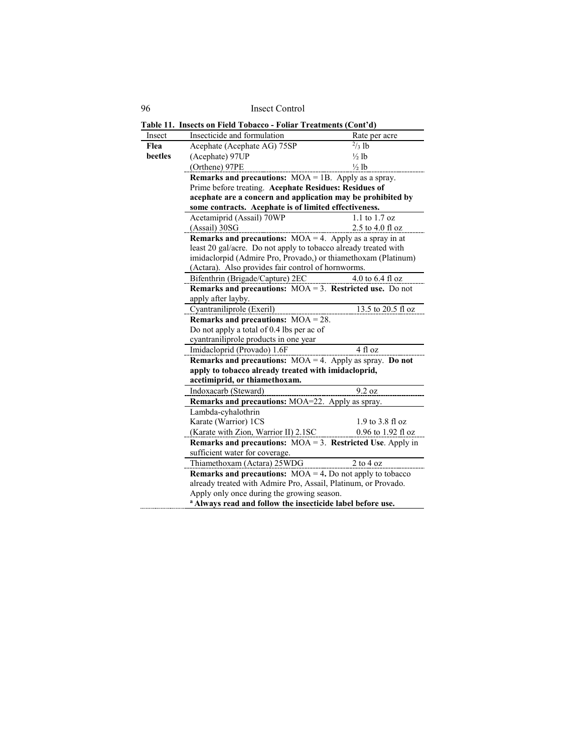**Table 11. Insects on Field Tobacco - Foliar Treatments (Cont'd)**

| Insect | Insecticide and formulation | Rate per acre |
|---|---|---|
| **Flea beetles** | Acephate (Acephate AG) 75SP | $^{2}/_{3}$ lb |
| | (Acephate) 97UP | ½ lb |
| | (Orthene) 97PE | ½ lb |
| | **Remarks and precautions:** MOA = 1B. Apply as a spray. Prime before treating. **Acephate Residues: Residues of acephate are a concern and application may be prohibited by some contracts. Acephate is of limited effectiveness.** | |
| | Acetamiprid (Assail) 70WP | 1.1 to 1.7 oz |
| | (Assail) 30SG | 2.5 to 4.0 fl oz |
| | **Remarks and precautions:** MOA = 4. Apply as a spray in at least 20 gal/acre. Do not apply to tobacco already treated with imidaclorpid (Admire Pro, Provado,) or thiamethoxam (Platinum) (Actara). Also provides fair control of hornworms. | |
| | Bifenthrin (Brigade/Capture) 2EC | 4.0 to 6.4 fl oz |
| | **Remarks and precautions:** MOA = 3. **Restricted use.** Do not apply after layby. | |
| | Cyantraniliprole (Exeril) | 13.5 to 20.5 fl oz |
| | **Remarks and precautions:** MOA = 28. Do not apply a total of 0.4 lbs per ac of cyantraniliprole products in one year | |
| | Imidacloprid (Provado) 1.6F | 4 fl oz |
| | **Remarks and precautions:** MOA = 4. Apply as spray. **Do not apply to tobacco already treated with imidacloprid, acetimiprid, or thiamethoxam.** | |
| | Indoxacarb (Steward) | 9.2 oz |
| | **Remarks and precautions:** MOA=22. Apply as spray. | |
| | Lambda-cyhalothrin | |
| | Karate (Warrior) 1CS | 1.9 to 3.8 fl oz |
| | (Karate with Zion, Warrior II) 2.1SC | 0.96 to 1.92 fl oz |
| | **Remarks and precautions:** MOA = 3. **Restricted Use**. Apply in sufficient water for coverage. | |
| | Thiamethoxam (Actara) 25WDG | 2 to 4 oz |
| | **Remarks and precautions:** MOA = 4**.** Do not apply to tobacco already treated with Admire Pro, Assail, Platinum, or Provado. Apply only once during the growing season. | |
| | **[a] Always read and follow the insecticide label before use.** | |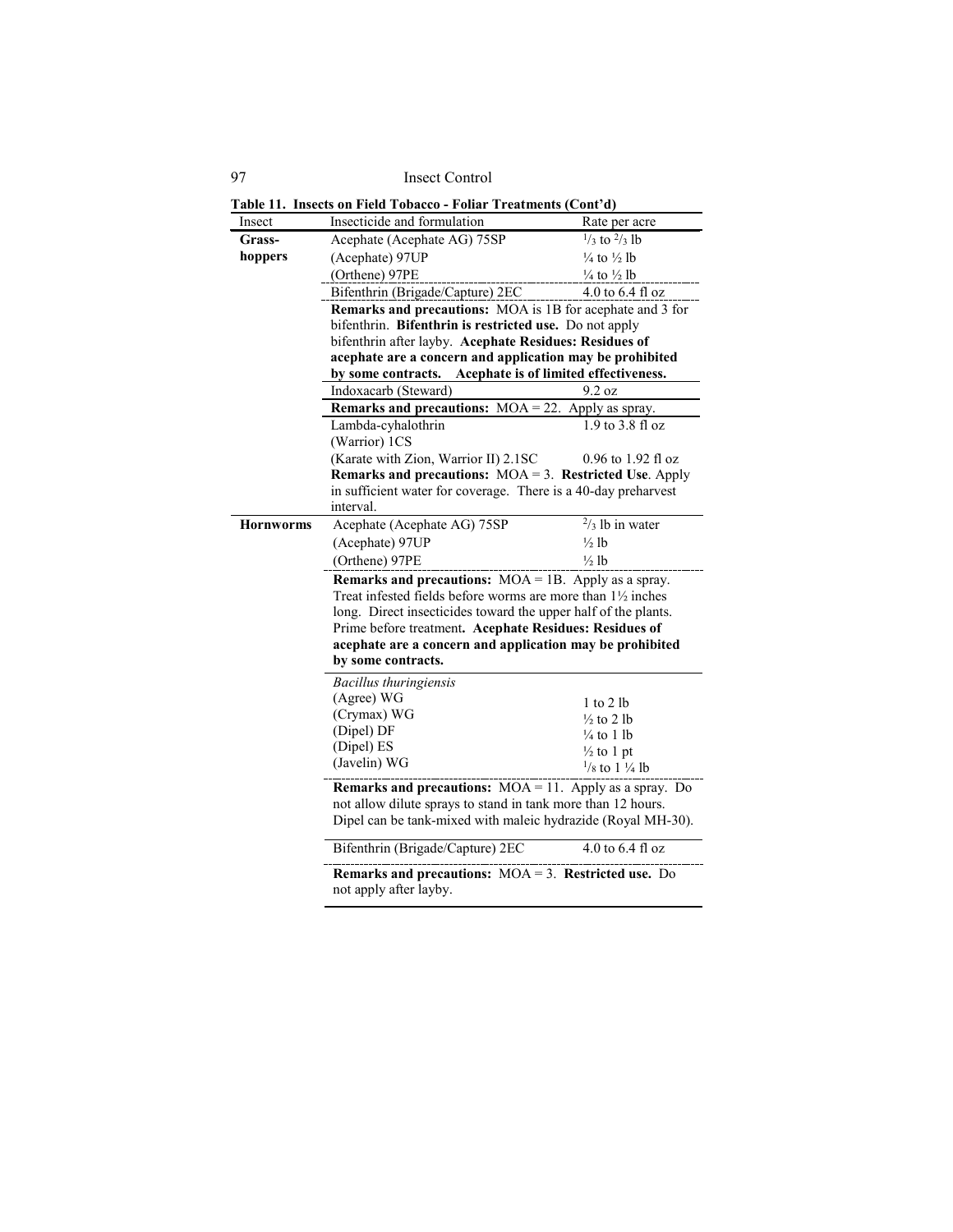**Table 11. Insects on Field Tobacco - Foliar Treatments (Cont'd)**

| Insect | Insecticide and formulation | Rate per acre |
|---|---|---|
| **Grass-hoppers** | Acephate (Acephate AG) 75SP | $^{1}/_{3}$ to $^{2}/_{3}$ lb |
| | (Acephate) 97UP | ¼ to ½ lb |
| | (Orthene) 97PE | ¼ to ½ lb |
| | Bifenthrin (Brigade/Capture) 2EC | 4.0 to 6.4 fl oz |
| | **Remarks and precautions:** MOA is 1B for acephate and 3 for bifenthrin. **Bifenthrin is restricted use.** Do not apply bifenthrin after layby. **Acephate Residues: Residues of acephate are a concern and application may be prohibited by some contracts. Acephate is of limited effectiveness.** | |
| | Indoxacarb (Steward) | 9.2 oz |
| | **Remarks and precautions:** MOA = 22. Apply as spray. | |
| | Lambda-cyhalothrin (Warrior) 1CS | 1.9 to 3.8 fl oz |
| | (Karate with Zion, Warrior II) 2.1SC | 0.96 to 1.92 fl oz |
| | **Remarks and precautions:** MOA = 3. **Restricted Use**. Apply in sufficient water for coverage. There is a 40-day preharvest interval. | |
| **Hornworms** | Acephate (Acephate AG) 75SP | $^{2}/_{3}$ lb in water |
| | (Acephate) 97UP | ½ lb |
| | (Orthene) 97PE | ½ lb |
| | **Remarks and precautions:** MOA = 1B. Apply as a spray. Treat infested fields before worms are more than 1½ inches long. Direct insecticides toward the upper half of the plants. Prime before treatment**. Acephate Residues: Residues of acephate are a concern and application may be prohibited by some contracts.** | |
| | *Bacillus thuringiensis* | |
| | (Agree) WG | 1 to 2 lb |
| | (Crymax) WG | ½ to 2 lb |
| | (Dipel) DF | ¼ to 1 lb |
| | (Dipel) ES | ½ to 1 pt |
| | (Javelin) WG | $^{1}/_{8}$ to 1 ¼ lb |
| | **Remarks and precautions:** MOA = 11. Apply as a spray. Do not allow dilute sprays to stand in tank more than 12 hours. Dipel can be tank-mixed with maleic hydrazide (Royal MH-30). | |
| | Bifenthrin (Brigade/Capture) 2EC | 4.0 to 6.4 fl oz |
| | **Remarks and precautions:** MOA = 3. **Restricted use.** Do not apply after layby. | |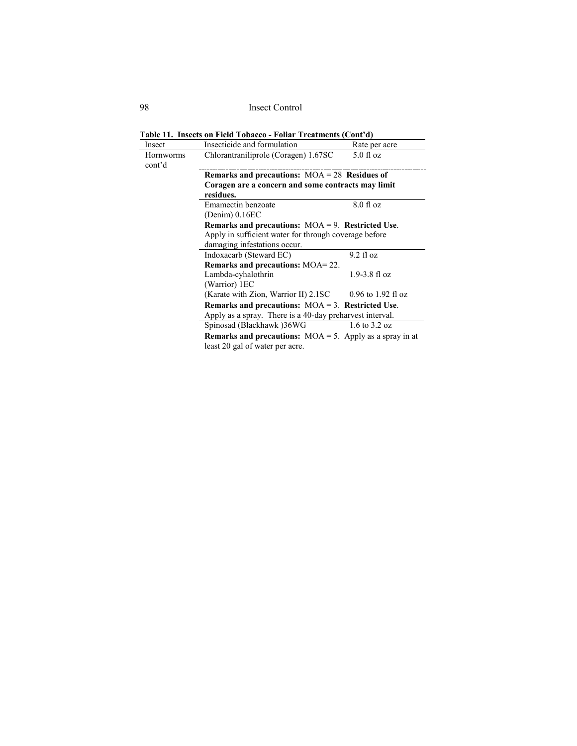**Table 11. Insects on Field Tobacco - Foliar Treatments (Cont'd)**

| Insect | Insecticide and formulation | Rate per acre |
|---|---|---|
| Hornworms cont'd | Chlorantraniliprole (Coragen) 1.67SC | 5.0 fl oz |
| | **Remarks and precautions:** MOA = 28 **Residues of Coragen are a concern and some contracts may limit residues.** | |
| | Emamectin benzoate (Denim) 0.16EC | 8.0 fl oz |
| | **Remarks and precautions:** MOA = 9. **Restricted Use**. Apply in sufficient water for through coverage before damaging infestations occur. | |
| | Indoxacarb (Steward EC) | 9.2 fl oz |
| | **Remarks and precautions:** MOA= 22. | |
| | Lambda-cyhalothrin (Warrior) 1EC | 1.9-3.8 fl oz |
| | (Karate with Zion, Warrior II) 2.1SC | 0.96 to 1.92 fl oz |
| | **Remarks and precautions:** MOA = 3. **Restricted Use**. Apply as a spray. There is a 40-day preharvest interval. | |
| | Spinosad (Blackhawk )36WG | 1.6 to 3.2 oz |
| | **Remarks and precautions:** MOA = 5. Apply as a spray in at least 20 gal of water per acre. | |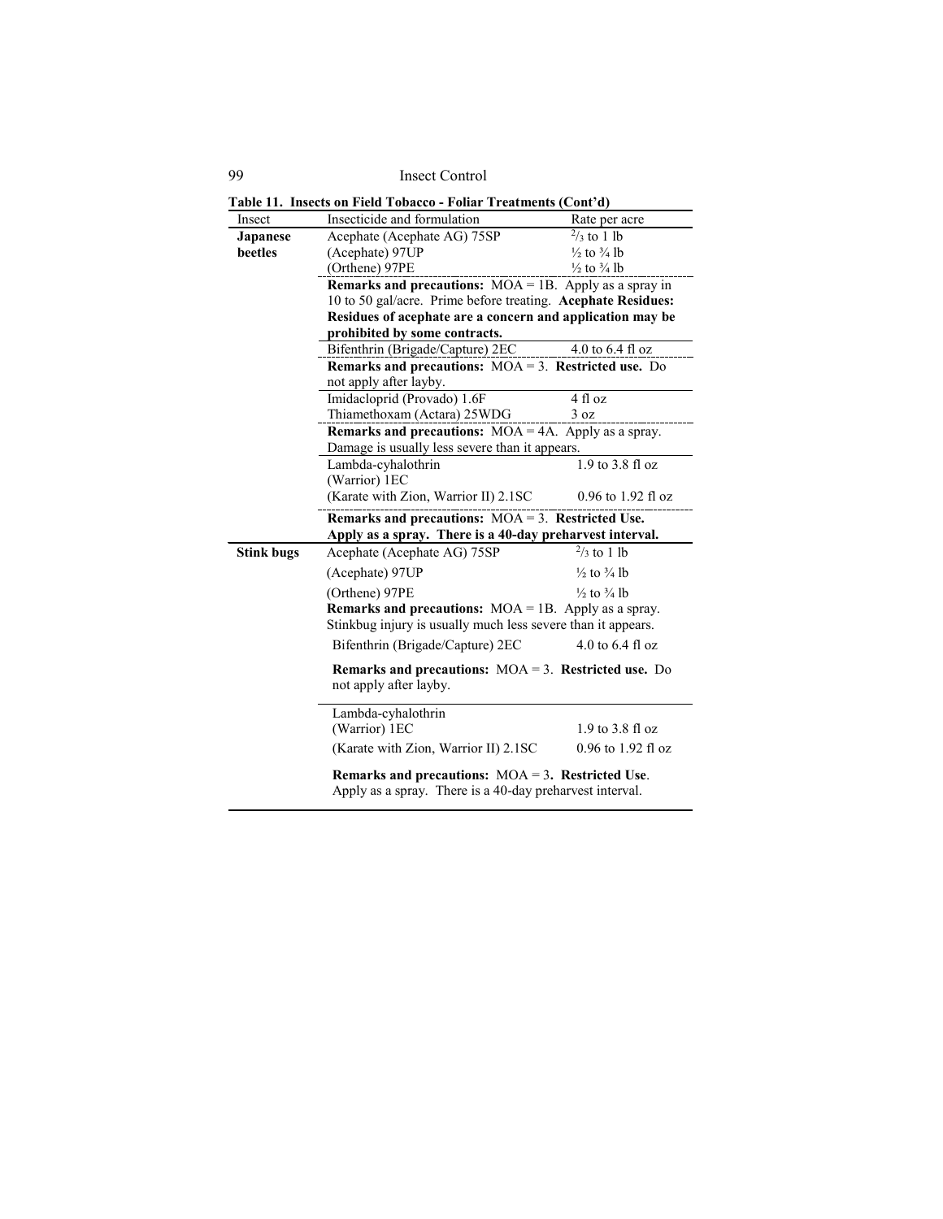**Table 11. Insects on Field Tobacco - Foliar Treatments (Cont'd)**

| Insect | Insecticide and formulation | Rate per acre |
|---|---|---|
| **Japanese beetles** | Acephate (Acephate AG) 75SP | 2/3 to 1 lb |
| | (Acephate) 97UP | ½ to ¾ lb |
| | (Orthene) 97PE | ½ to ¾ lb |
| | **Remarks and precautions:** MOA = 1B. Apply as a spray in 10 to 50 gal/acre. Prime before treating. **Acephate Residues: Residues of acephate are a concern and application may be prohibited by some contracts.** | |
| | Bifenthrin (Brigade/Capture) 2EC | 4.0 to 6.4 fl oz |
| | **Remarks and precautions:** MOA = 3. **Restricted use.** Do not apply after layby. | |
| | Imidacloprid (Provado) 1.6F | 4 fl oz |
| | Thiamethoxam (Actara) 25WDG | 3 oz |
| | **Remarks and precautions:** MOA = 4A. Apply as a spray. Damage is usually less severe than it appears. | |
| | Lambda-cyhalothrin (Warrior) 1EC | 1.9 to 3.8 fl oz |
| | (Karate with Zion, Warrior II) 2.1SC | 0.96 to 1.92 fl oz |
| | **Remarks and precautions:** MOA = 3. **Restricted Use. Apply as a spray. There is a 40-day preharvest interval.** | |
| **Stink bugs** | Acephate (Acephate AG) 75SP | 2/3 to 1 lb |
| | (Acephate) 97UP | ½ to ¾ lb |
| | (Orthene) 97PE | ½ to ¾ lb |
| | **Remarks and precautions:** MOA = 1B. Apply as a spray. Stinkbug injury is usually much less severe than it appears. | |
| | Bifenthrin (Brigade/Capture) 2EC | 4.0 to 6.4 fl oz |
| | **Remarks and precautions:** MOA = 3. **Restricted use.** Do not apply after layby. | |
| | Lambda-cyhalothrin (Warrior) 1EC | 1.9 to 3.8 fl oz |
| | (Karate with Zion, Warrior II) 2.1SC | 0.96 to 1.92 fl oz |
| | **Remarks and precautions:** MOA = 3**. Restricted Use**. Apply as a spray. There is a 40-day preharvest interval. | |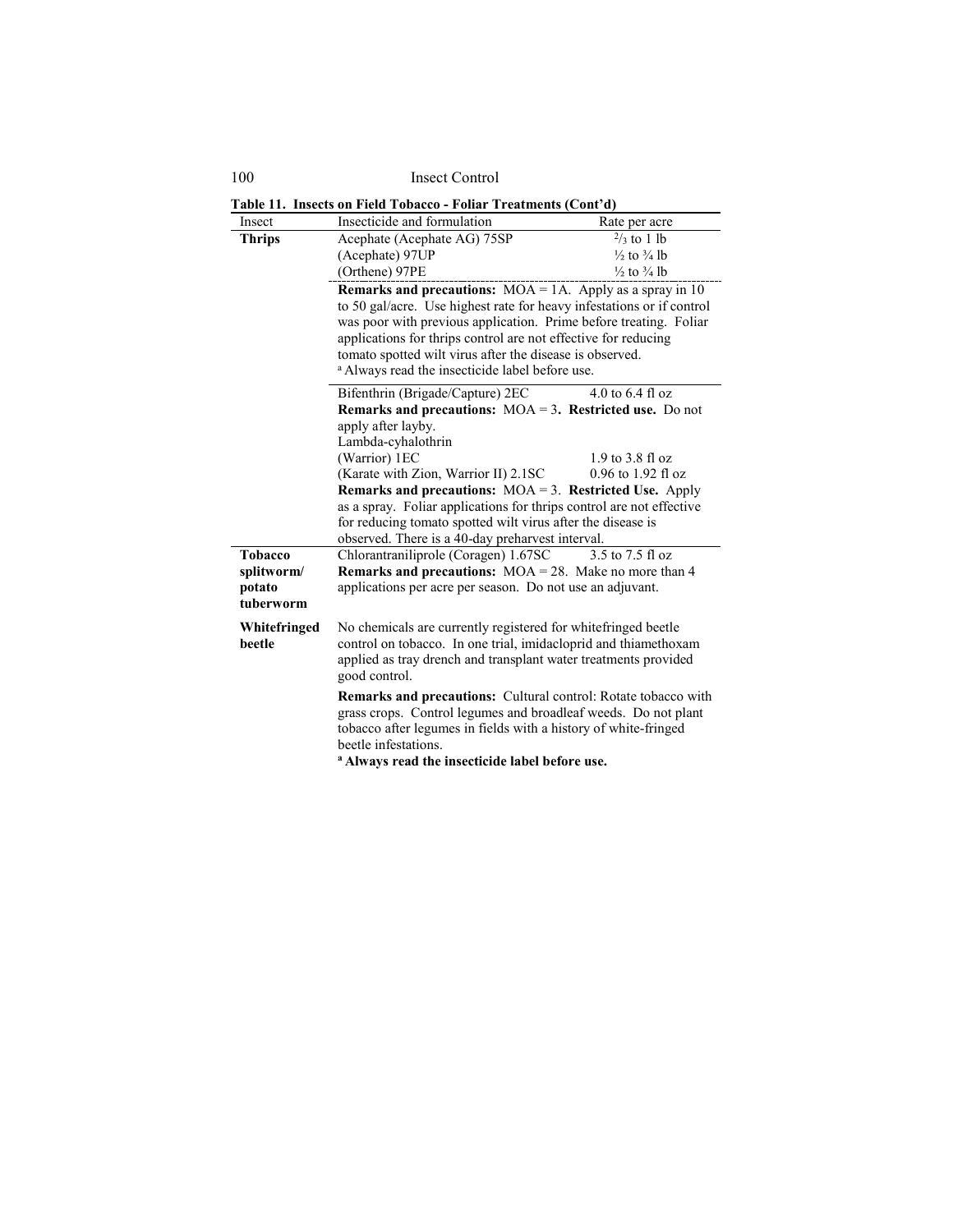**Table 11. Insects on Field Tobacco - Foliar Treatments (Cont'd)**

| Insect | Insecticide and formulation | Rate per acre |
|---|---|---|
| **Thrips** | Acephate (Acephate AG) 75SP | $^{2}/_{3}$ to 1 lb |
| | (Acephate) 97UP | ½ to ¾ lb |
| | (Orthene) 97PE | ½ to ¾ lb |
| | **Remarks and precautions:** MOA = 1A. Apply as a spray in 10 to 50 gal/acre. Use highest rate for heavy infestations or if control was poor with previous application. Prime before treating. Foliar applications for thrips control are not effective for reducing tomato spotted wilt virus after the disease is observed. [a] Always read the insecticide label before use. | |
| | Bifenthrin (Brigade/Capture) 2EC | 4.0 to 6.4 fl oz |
| | **Remarks and precautions:** MOA = 3**. Restricted use.** Do not apply after layby. | |
| | Lambda-cyhalothrin | |
| | (Warrior) 1EC | 1.9 to 3.8 fl oz |
| | (Karate with Zion, Warrior II) 2.1SC | 0.96 to 1.92 fl oz |
| | **Remarks and precautions:** MOA = 3. **Restricted Use.** Apply as a spray. Foliar applications for thrips control are not effective for reducing tomato spotted wilt virus after the disease is observed. There is a 40-day preharvest interval. | |
| **Tobacco splitworm/ potato tuberworm** | Chlorantraniliprole (Coragen) 1.67SC | 3.5 to 7.5 fl oz |
| | **Remarks and precautions:** MOA = 28. Make no more than 4 applications per acre per season. Do not use an adjuvant. | |
| **Whitefringed beetle** | No chemicals are currently registered for whitefringed beetle control on tobacco. In one trial, imidacloprid and thiamethoxam applied as tray drench and transplant water treatments provided good control. | |
| | **Remarks and precautions:** Cultural control: Rotate tobacco with grass crops. Control legumes and broadleaf weeds. Do not plant tobacco after legumes in fields with a history of white-fringed beetle infestations. | |

**[a] Always read the insecticide label before use.**